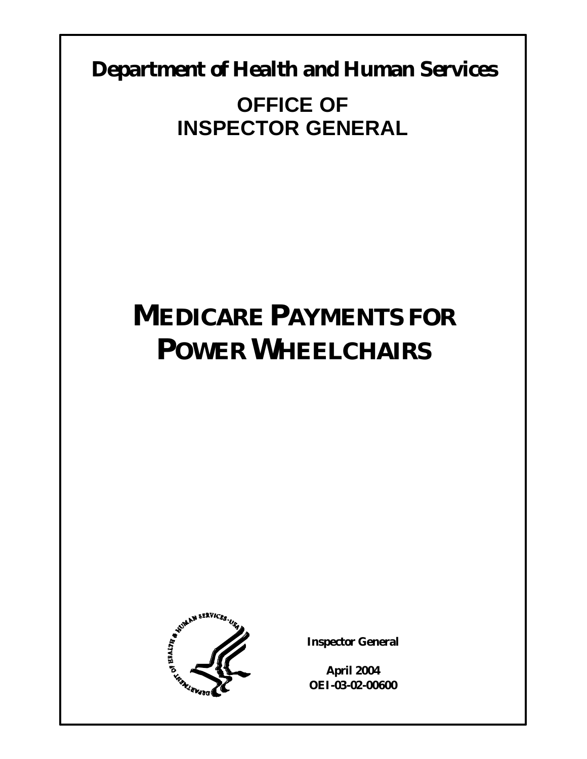**Department of Health and Human Services**

## OFFICE OF INSPECTOR GENERAL

# MEDICARE PAYMENTS FOR POWER WHEELCHAIRS

**Inspector General**

**April 2004**
**OEI-03-02-00600**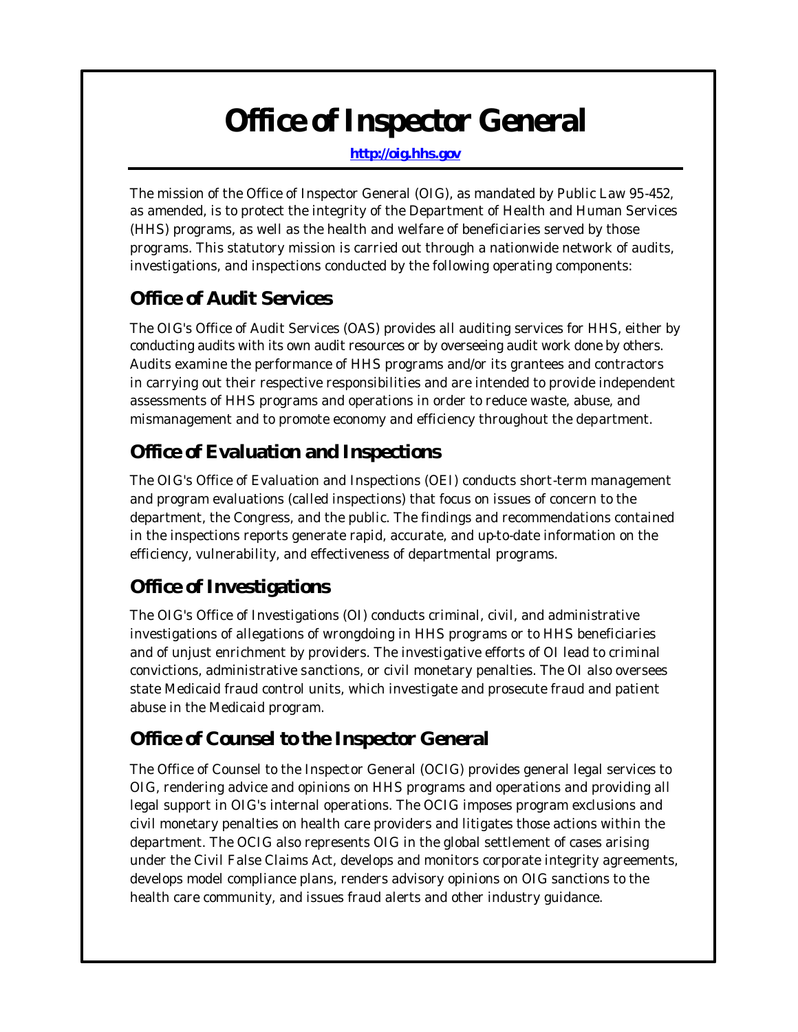# Office of Inspector General

**http://oig.hhs.gov**

The mission of the Office of Inspector General (OIG), as mandated by Public Law 95-452, as amended, is to protect the integrity of the Department of Health and Human Services (HHS) programs, as well as the health and welfare of beneficiaries served by those programs. This statutory mission is carried out through a nationwide network of audits, investigations, and inspections conducted by the following operating components:

## Office of Audit Services

The OIG's Office of Audit Services (OAS) provides all auditing services for HHS, either by conducting audits with its own audit resources or by overseeing audit work done by others. Audits examine the performance of HHS programs and/or its grantees and contractors in carrying out their respective responsibilities and are intended to provide independent assessments of HHS programs and operations in order to reduce waste, abuse, and mismanagement and to promote economy and efficiency throughout the department.

## Office of Evaluation and Inspections

The OIG's Office of Evaluation and Inspections (OEI) conducts short-term management and program evaluations (called inspections) that focus on issues of concern to the department, the Congress, and the public. The findings and recommendations contained in the inspections reports generate rapid, accurate, and up-to-date information on the efficiency, vulnerability, and effectiveness of departmental programs.

## Office of Investigations

The OIG's Office of Investigations (OI) conducts criminal, civil, and administrative investigations of allegations of wrongdoing in HHS programs or to HHS beneficiaries and of unjust enrichment by providers. The investigative efforts of OI lead to criminal convictions, administrative sanctions, or civil monetary penalties. The OI also oversees state Medicaid fraud control units, which investigate and prosecute fraud and patient abuse in the Medicaid program.

## Office of Counsel to the Inspector General

The Office of Counsel to the Inspector General (OCIG) provides general legal services to OIG, rendering advice and opinions on HHS programs and operations and providing all legal support in OIG's internal operations. The OCIG imposes program exclusions and civil monetary penalties on health care providers and litigates those actions within the department. The OCIG also represents OIG in the global settlement of cases arising under the Civil False Claims Act, develops and monitors corporate integrity agreements, develops model compliance plans, renders advisory opinions on OIG sanctions to the health care community, and issues fraud alerts and other industry guidance.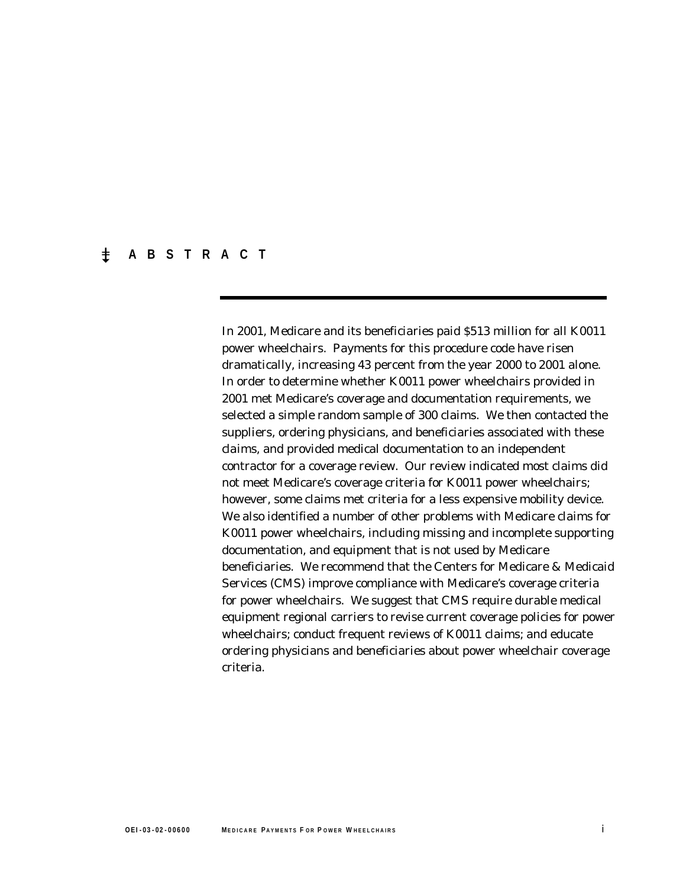# ABSTRACT

In 2001, Medicare and its beneficiaries paid $513 million for all K0011 power wheelchairs. Payments for this procedure code have risen dramatically, increasing 43 percent from the year 2000 to 2001 alone. In order to determine whether K0011 power wheelchairs provided in 2001 met Medicare's coverage and documentation requirements, we selected a simple random sample of 300 claims. We then contacted the suppliers, ordering physicians, and beneficiaries associated with these claims, and provided medical documentation to an independent contractor for a coverage review. Our review indicated most claims did not meet Medicare's coverage criteria for K0011 power wheelchairs; however, some claims met criteria for a less expensive mobility device. We also identified a number of other problems with Medicare claims for K0011 power wheelchairs, including missing and incomplete supporting documentation, and equipment that is not used by Medicare beneficiaries. We recommend that the Centers for Medicare & Medicaid Services (CMS) improve compliance with Medicare's coverage criteria for power wheelchairs. We suggest that CMS require durable medical equipment regional carriers to revise current coverage policies for power wheelchairs; conduct frequent reviews of K0011 claims; and educate ordering physicians and beneficiaries about power wheelchair coverage criteria.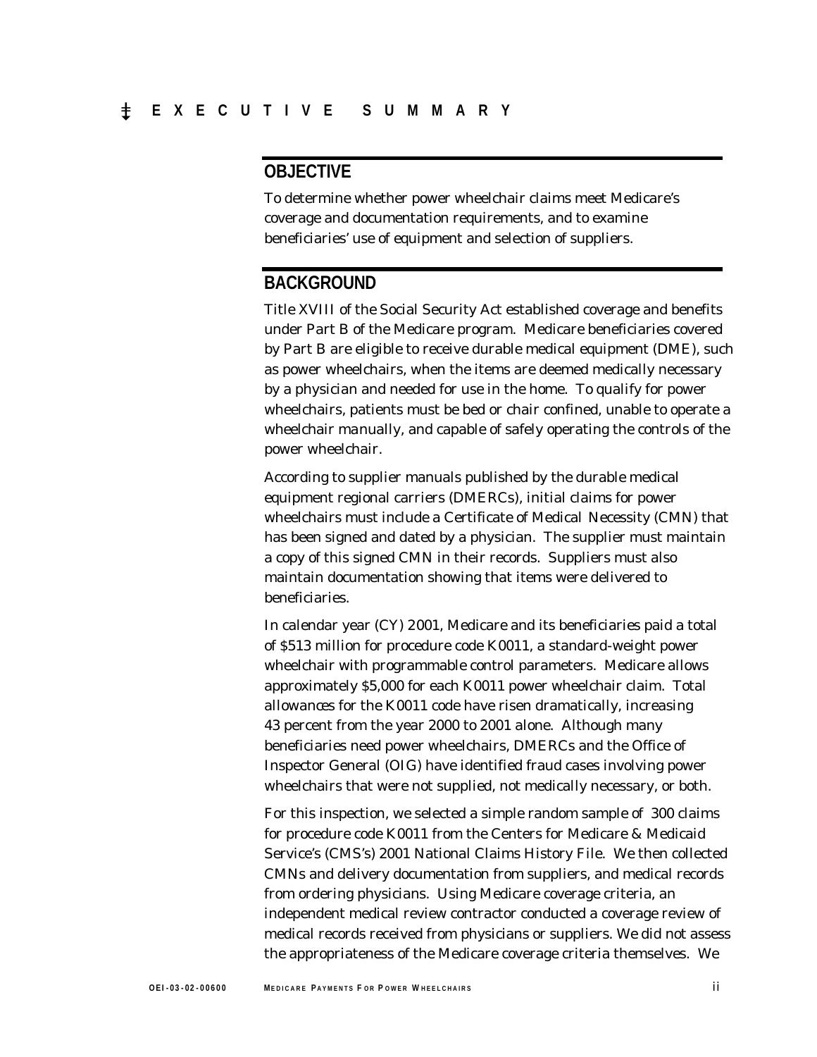# EXECUTIVE SUMMARY

## OBJECTIVE

To determine whether power wheelchair claims meet Medicare's coverage and documentation requirements, and to examine beneficiaries' use of equipment and selection of suppliers.

## BACKGROUND

Title XVIII of the Social Security Act established coverage and benefits under Part B of the Medicare program. Medicare beneficiaries covered by Part B are eligible to receive durable medical equipment (DME), such as power wheelchairs, when the items are deemed medically necessary by a physician and needed for use in the home. To qualify for power wheelchairs, patients must be bed or chair confined, unable to operate a wheelchair manually, and capable of safely operating the controls of the power wheelchair.

According to supplier manuals published by the durable medical equipment regional carriers (DMERCs), initial claims for power wheelchairs must include a Certificate of Medical Necessity (CMN) that has been signed and dated by a physician. The supplier must maintain a copy of this signed CMN in their records. Suppliers must also maintain documentation showing that items were delivered to beneficiaries.

In calendar year (CY) 2001, Medicare and its beneficiaries paid a total of $513 million for procedure code K0011, a standard-weight power wheelchair with programmable control parameters. Medicare allows approximately $5,000 for each K0011 power wheelchair claim. Total allowances for the K0011 code have risen dramatically, increasing 43 percent from the year 2000 to 2001 alone. Although many beneficiaries need power wheelchairs, DMERCs and the Office of Inspector General (OIG) have identified fraud cases involving power wheelchairs that were not supplied, not medically necessary, or both.

For this inspection, we selected a simple random sample of 300 claims for procedure code K0011 from the Centers for Medicare & Medicaid Service's (CMS's) 2001 National Claims History File. We then collected CMNs and delivery documentation from suppliers, and medical records from ordering physicians. Using Medicare coverage criteria, an independent medical review contractor conducted a coverage review of medical records received from physicians or suppliers. We did not assess the appropriateness of the Medicare coverage criteria themselves. We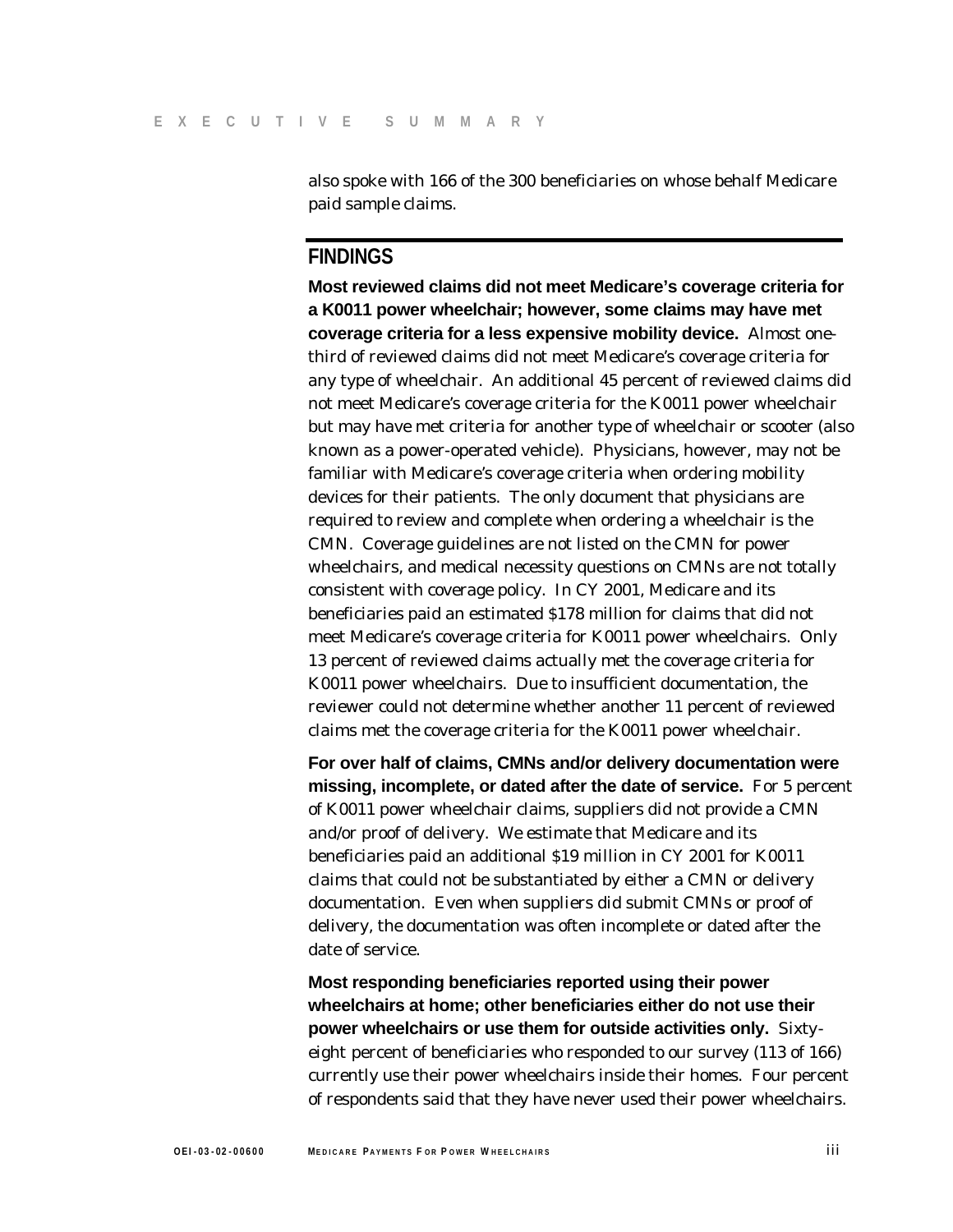also spoke with 166 of the 300 beneficiaries on whose behalf Medicare paid sample claims.

## FINDINGS

**Most reviewed claims did not meet Medicare's coverage criteria for a K0011 power wheelchair; however, some claims may have met coverage criteria for a less expensive mobility device.** Almost one-third of reviewed claims did not meet Medicare's coverage criteria for any type of wheelchair. An additional 45 percent of reviewed claims did not meet Medicare's coverage criteria for the K0011 power wheelchair but may have met criteria for another type of wheelchair or scooter (also known as a power-operated vehicle). Physicians, however, may not be familiar with Medicare's coverage criteria when ordering mobility devices for their patients. The only document that physicians are required to review and complete when ordering a wheelchair is the CMN. Coverage guidelines are not listed on the CMN for power wheelchairs, and medical necessity questions on CMNs are not totally consistent with coverage policy. In CY 2001, Medicare and its beneficiaries paid an estimated $178 million for claims that did not meet Medicare's coverage criteria for K0011 power wheelchairs. Only 13 percent of reviewed claims actually met the coverage criteria for K0011 power wheelchairs. Due to insufficient documentation, the reviewer could not determine whether another 11 percent of reviewed claims met the coverage criteria for the K0011 power wheelchair.

**For over half of claims, CMNs and/or delivery documentation were missing, incomplete, or dated after the date of service.** For 5 percent of K0011 power wheelchair claims, suppliers did not provide a CMN and/or proof of delivery. We estimate that Medicare and its beneficiaries paid an additional $19 million in CY 2001 for K0011 claims that could not be substantiated by either a CMN or delivery documentation. Even when suppliers did submit CMNs or proof of delivery, the documentation was often incomplete or dated after the date of service.

**Most responding beneficiaries reported using their power wheelchairs at home; other beneficiaries either do not use their power wheelchairs or use them for outside activities only.** Sixty-eight percent of beneficiaries who responded to our survey (113 of 166) currently use their power wheelchairs inside their homes. Four percent of respondents said that they have never used their power wheelchairs.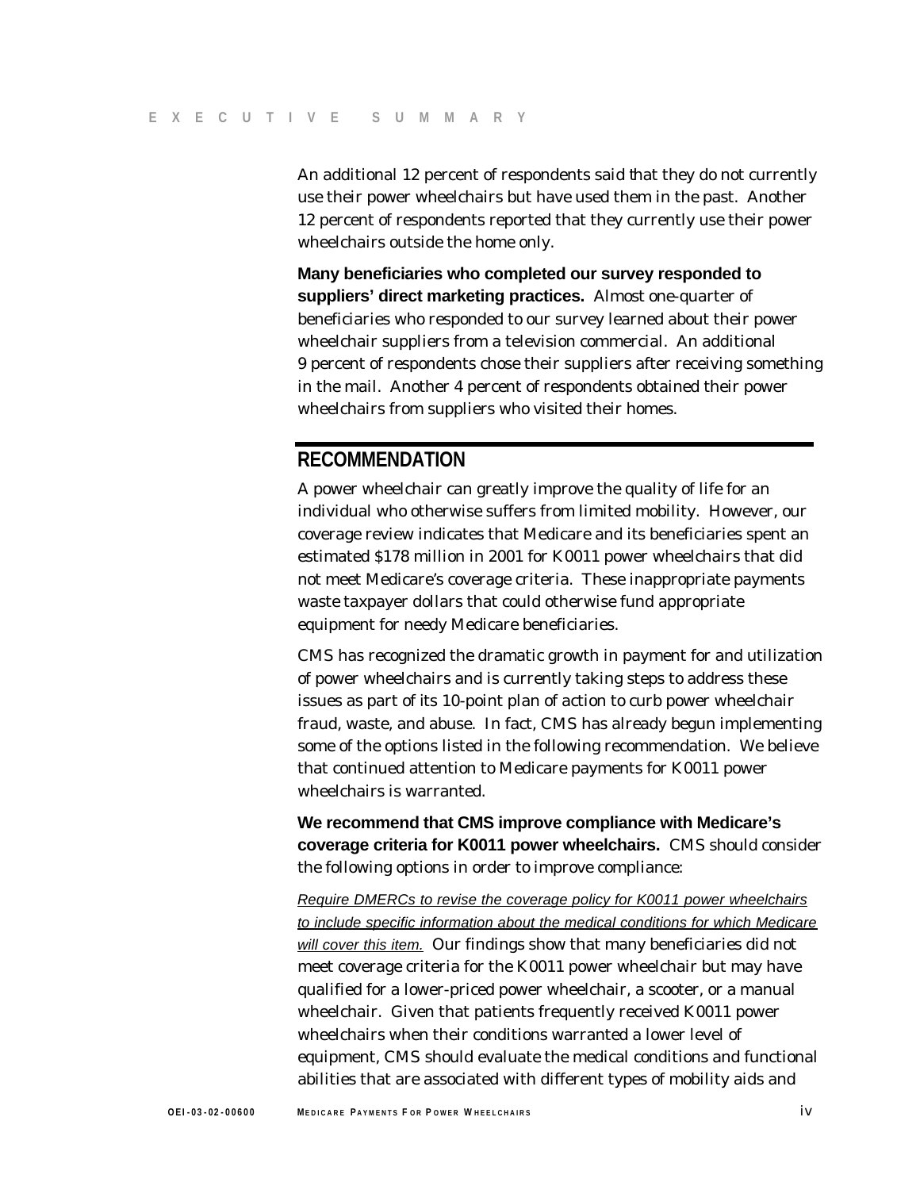An additional 12 percent of respondents said that they do not currently use their power wheelchairs but have used them in the past. Another 12 percent of respondents reported that they currently use their power wheelchairs outside the home only.

**Many beneficiaries who completed our survey responded to suppliers' direct marketing practices.** Almost one-quarter of beneficiaries who responded to our survey learned about their power wheelchair suppliers from a television commercial. An additional 9 percent of respondents chose their suppliers after receiving something in the mail. Another 4 percent of respondents obtained their power wheelchairs from suppliers who visited their homes.

## RECOMMENDATION

A power wheelchair can greatly improve the quality of life for an individual who otherwise suffers from limited mobility. However, our coverage review indicates that Medicare and its beneficiaries spent an estimated $178 million in 2001 for K0011 power wheelchairs that did not meet Medicare's coverage criteria. These inappropriate payments waste taxpayer dollars that could otherwise fund appropriate equipment for needy Medicare beneficiaries.

CMS has recognized the dramatic growth in payment for and utilization of power wheelchairs and is currently taking steps to address these issues as part of its 10-point plan of action to curb power wheelchair fraud, waste, and abuse. In fact, CMS has already begun implementing some of the options listed in the following recommendation. We believe that continued attention to Medicare payments for K0011 power wheelchairs is warranted.

**We recommend that CMS improve compliance with Medicare's coverage criteria for K0011 power wheelchairs.** CMS should consider the following options in order to improve compliance:

*Require DMERCs to revise the coverage policy for K0011 power wheelchairs to include specific information about the medical conditions for which Medicare will cover this item.* Our findings show that many beneficiaries did not meet coverage criteria for the K0011 power wheelchair but may have qualified for a lower-priced power wheelchair, a scooter, or a manual wheelchair. Given that patients frequently received K0011 power wheelchairs when their conditions warranted a lower level of equipment, CMS should evaluate the medical conditions and functional abilities that are associated with different types of mobility aids and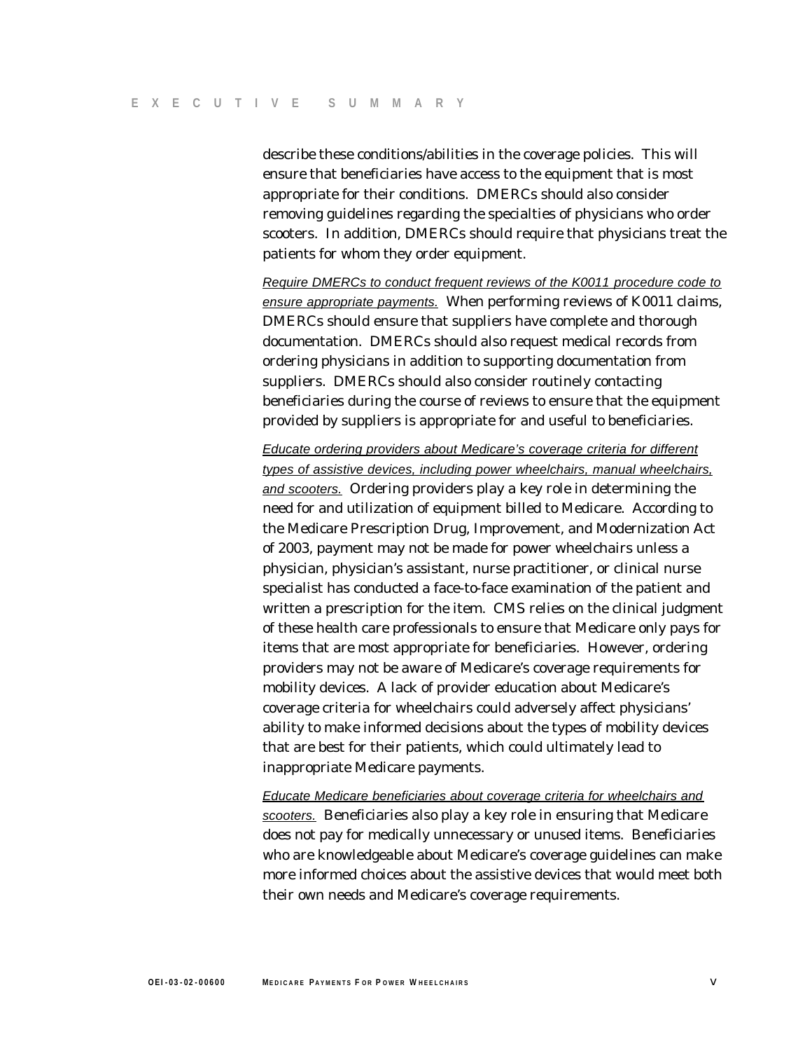describe these conditions/abilities in the coverage policies. This will ensure that beneficiaries have access to the equipment that is most appropriate for their conditions. DMERCs should also consider removing guidelines regarding the specialties of physicians who order scooters. In addition, DMERCs should require that physicians treat the patients for whom they order equipment.

*Require DMERCs to conduct frequent reviews of the K0011 procedure code to ensure appropriate payments.* When performing reviews of K0011 claims, DMERCs should ensure that suppliers have complete and thorough documentation. DMERCs should also request medical records from ordering physicians in addition to supporting documentation from suppliers. DMERCs should also consider routinely contacting beneficiaries during the course of reviews to ensure that the equipment provided by suppliers is appropriate for and useful to beneficiaries.

*Educate ordering providers about Medicare's coverage criteria for different types of assistive devices, including power wheelchairs, manual wheelchairs, and scooters.* Ordering providers play a key role in determining the need for and utilization of equipment billed to Medicare. According to the Medicare Prescription Drug, Improvement, and Modernization Act of 2003, payment may not be made for power wheelchairs unless a physician, physician's assistant, nurse practitioner, or clinical nurse specialist has conducted a face-to-face examination of the patient and written a prescription for the item. CMS relies on the clinical judgment of these health care professionals to ensure that Medicare only pays for items that are most appropriate for beneficiaries. However, ordering providers may not be aware of Medicare's coverage requirements for mobility devices. A lack of provider education about Medicare's coverage criteria for wheelchairs could adversely affect physicians' ability to make informed decisions about the types of mobility devices that are best for their patients, which could ultimately lead to inappropriate Medicare payments.

*Educate Medicare beneficiaries about coverage criteria for wheelchairs and scooters.* Beneficiaries also play a key role in ensuring that Medicare does not pay for medically unnecessary or unused items. Beneficiaries who are knowledgeable about Medicare's coverage guidelines can make more informed choices about the assistive devices that would meet both their own needs and Medicare's coverage requirements.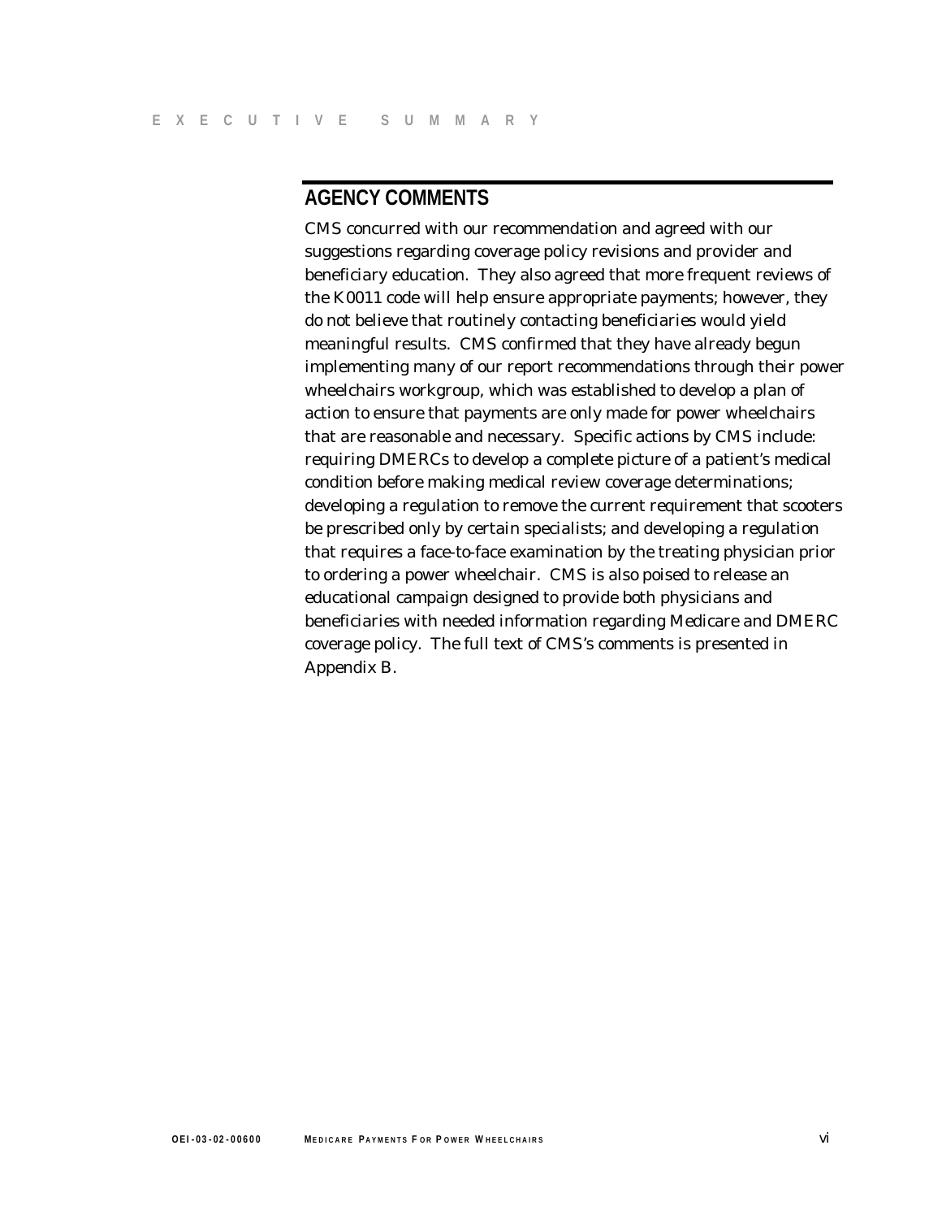## AGENCY COMMENTS

CMS concurred with our recommendation and agreed with our suggestions regarding coverage policy revisions and provider and beneficiary education. They also agreed that more frequent reviews of the K0011 code will help ensure appropriate payments; however, they do not believe that routinely contacting beneficiaries would yield meaningful results. CMS confirmed that they have already begun implementing many of our report recommendations through their power wheelchairs workgroup, which was established to develop a plan of action to ensure that payments are only made for power wheelchairs that are reasonable and necessary. Specific actions by CMS include: requiring DMERCs to develop a complete picture of a patient's medical condition before making medical review coverage determinations; developing a regulation to remove the current requirement that scooters be prescribed only by certain specialists; and developing a regulation that requires a face-to-face examination by the treating physician prior to ordering a power wheelchair. CMS is also poised to release an educational campaign designed to provide both physicians and beneficiaries with needed information regarding Medicare and DMERC coverage policy. The full text of CMS's comments is presented in Appendix B.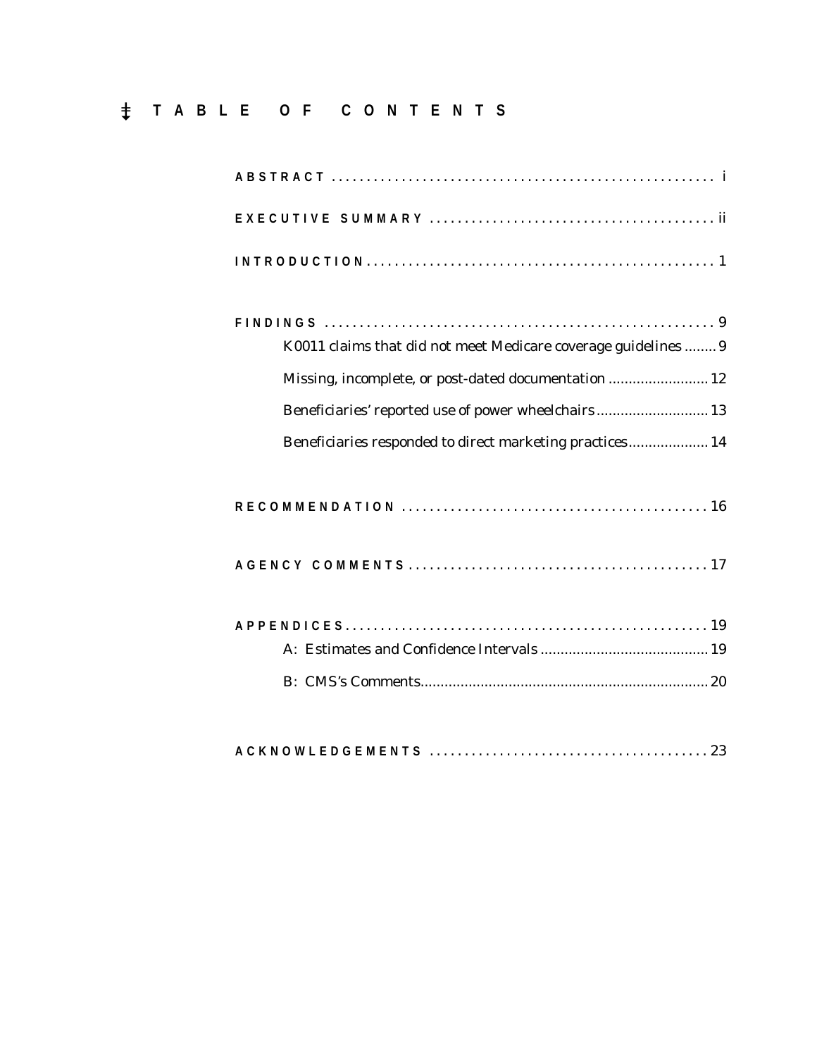# TABLE OF CONTENTS

**ABSTRACT** ........................................................ i

**EXECUTIVE SUMMARY** ........................................... ii

**INTRODUCTION** .................................................... 1

**FINDINGS** .......................................................... 9

- K0011 claims that did not meet Medicare coverage guidelines ........ 9
- Missing, incomplete, or post-dated documentation ......................... 12
- Beneficiaries' reported use of power wheelchairs ............................ 13
- Beneficiaries responded to direct marketing practices .................... 14

**RECOMMENDATION** ............................................... 16

**AGENCY COMMENTS** .............................................. 17

**APPENDICES** ....................................................... 19

- A: Estimates and Confidence Intervals .......................................... 19
- B: CMS's Comments ....................................................................... 20

**ACKNOWLEDGEMENTS** .......................................... 23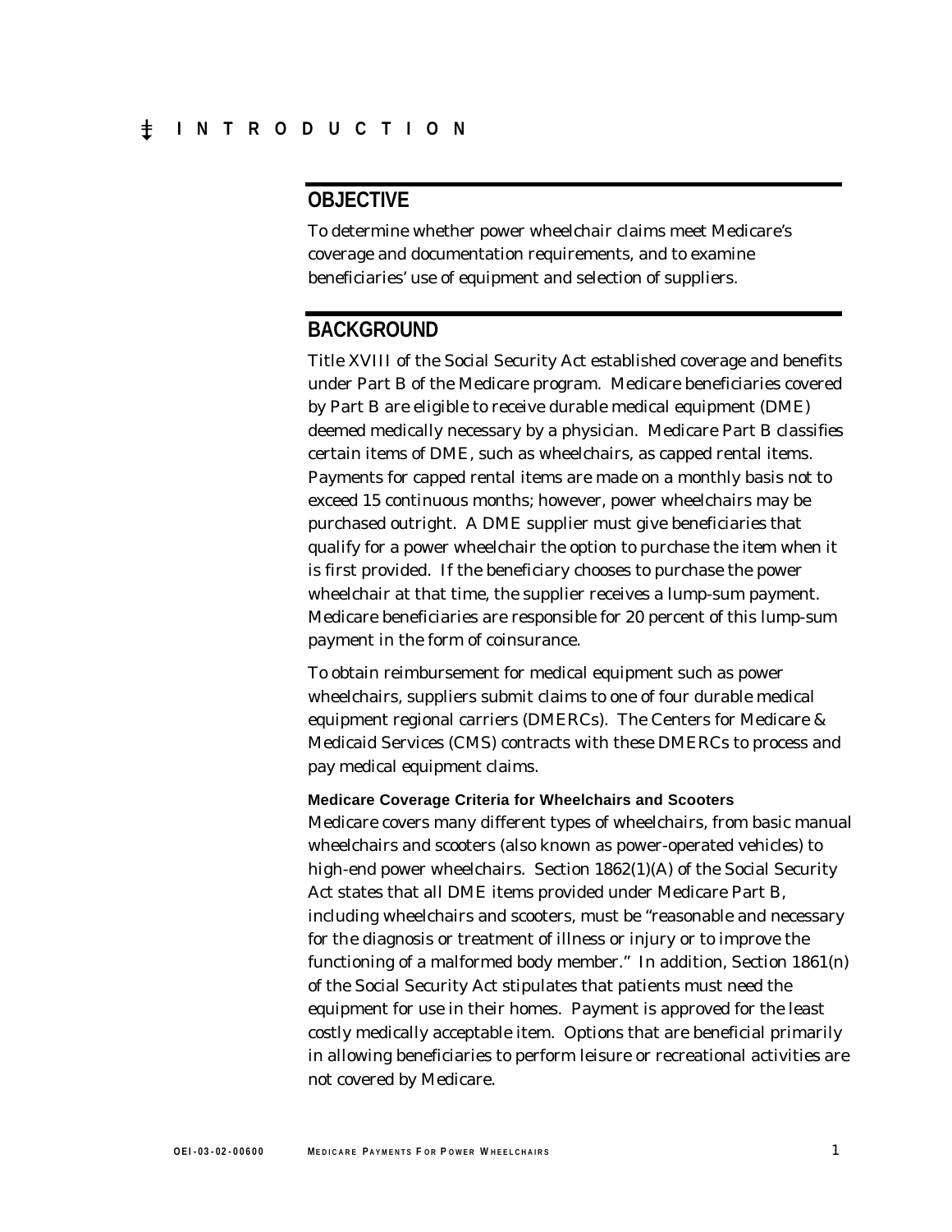# INTRODUCTION

## OBJECTIVE

To determine whether power wheelchair claims meet Medicare's coverage and documentation requirements, and to examine beneficiaries' use of equipment and selection of suppliers.

## BACKGROUND

Title XVIII of the Social Security Act established coverage and benefits under Part B of the Medicare program. Medicare beneficiaries covered by Part B are eligible to receive durable medical equipment (DME) deemed medically necessary by a physician. Medicare Part B classifies certain items of DME, such as wheelchairs, as capped rental items. Payments for capped rental items are made on a monthly basis not to exceed 15 continuous months; however, power wheelchairs may be purchased outright. A DME supplier must give beneficiaries that qualify for a power wheelchair the option to purchase the item when it is first provided. If the beneficiary chooses to purchase the power wheelchair at that time, the supplier receives a lump-sum payment. Medicare beneficiaries are responsible for 20 percent of this lump-sum payment in the form of coinsurance.

To obtain reimbursement for medical equipment such as power wheelchairs, suppliers submit claims to one of four durable medical equipment regional carriers (DMERCs). The Centers for Medicare & Medicaid Services (CMS) contracts with these DMERCs to process and pay medical equipment claims.

### Medicare Coverage Criteria for Wheelchairs and Scooters

Medicare covers many different types of wheelchairs, from basic manual wheelchairs and scooters (also known as power-operated vehicles) to high-end power wheelchairs. Section 1862(1)(A) of the Social Security Act states that all DME items provided under Medicare Part B, including wheelchairs and scooters, must be "reasonable and necessary for the diagnosis or treatment of illness or injury or to improve the functioning of a malformed body member." In addition, Section 1861(n) of the Social Security Act stipulates that patients must need the equipment for use in their homes. Payment is approved for the least costly medically acceptable item. Options that are beneficial primarily in allowing beneficiaries to perform leisure or recreational activities are not covered by Medicare.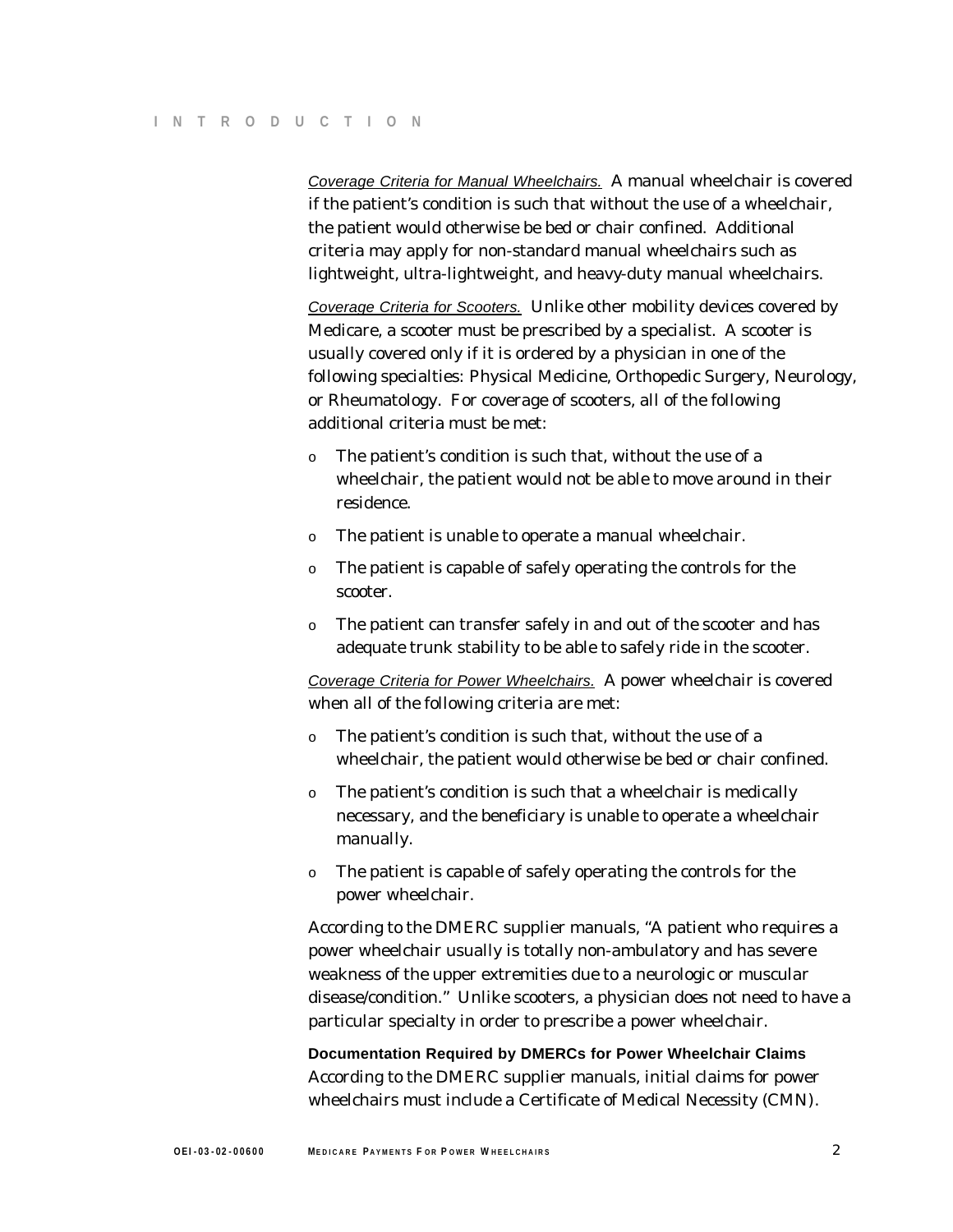*Coverage Criteria for Manual Wheelchairs.* A manual wheelchair is covered if the patient's condition is such that without the use of a wheelchair, the patient would otherwise be bed or chair confined. Additional criteria may apply for non-standard manual wheelchairs such as lightweight, ultra-lightweight, and heavy-duty manual wheelchairs.

*Coverage Criteria for Scooters.* Unlike other mobility devices covered by Medicare, a scooter must be prescribed by a specialist. A scooter is usually covered only if it is ordered by a physician in one of the following specialties: Physical Medicine, Orthopedic Surgery, Neurology, or Rheumatology. For coverage of scooters, all of the following additional criteria must be met:

- The patient's condition is such that, without the use of a wheelchair, the patient would not be able to move around in their residence.
- The patient is unable to operate a manual wheelchair.
- The patient is capable of safely operating the controls for the scooter.
- The patient can transfer safely in and out of the scooter and has adequate trunk stability to be able to safely ride in the scooter.

*Coverage Criteria for Power Wheelchairs.* A power wheelchair is covered when all of the following criteria are met:

- The patient's condition is such that, without the use of a wheelchair, the patient would otherwise be bed or chair confined.
- The patient's condition is such that a wheelchair is medically necessary, and the beneficiary is unable to operate a wheelchair manually.
- The patient is capable of safely operating the controls for the power wheelchair.

According to the DMERC supplier manuals, "A patient who requires a power wheelchair usually is totally non-ambulatory and has severe weakness of the upper extremities due to a neurologic or muscular disease/condition." Unlike scooters, a physician does not need to have a particular specialty in order to prescribe a power wheelchair.

**Documentation Required by DMERCs for Power Wheelchair Claims**

According to the DMERC supplier manuals, initial claims for power wheelchairs must include a Certificate of Medical Necessity (CMN).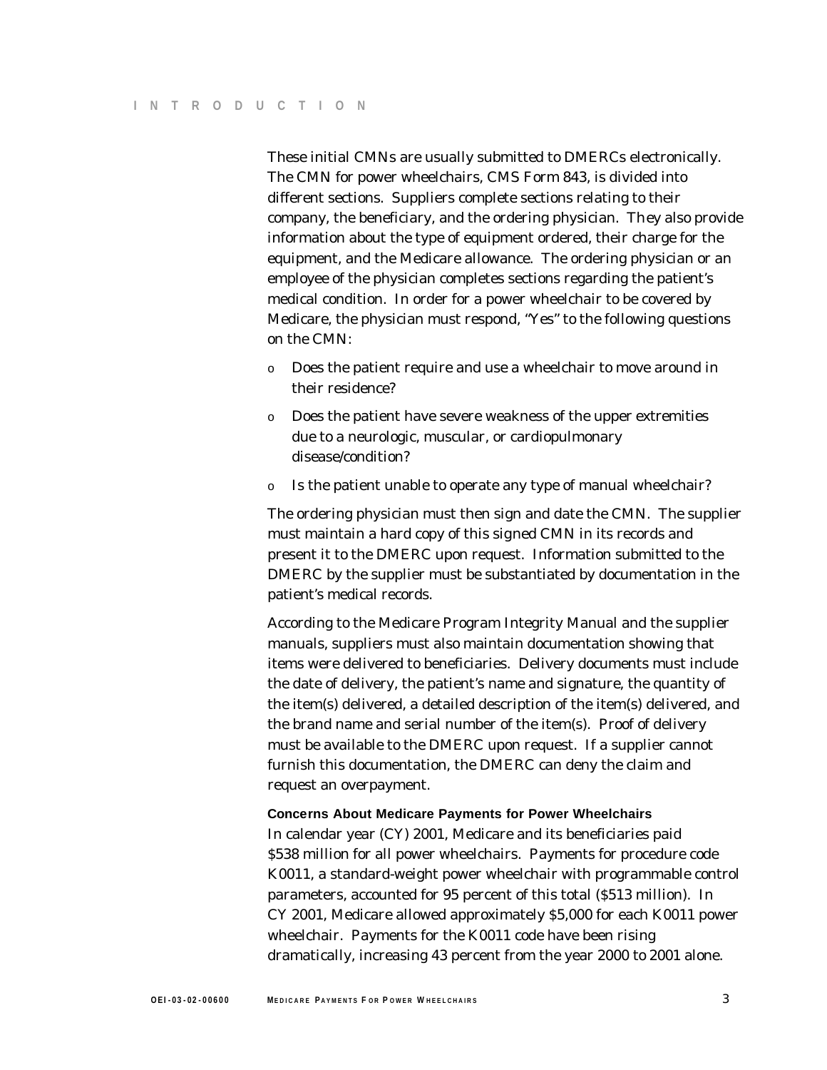These initial CMNs are usually submitted to DMERCs electronically. The CMN for power wheelchairs, CMS Form 843, is divided into different sections. Suppliers complete sections relating to their company, the beneficiary, and the ordering physician. They also provide information about the type of equipment ordered, their charge for the equipment, and the Medicare allowance. The ordering physician or an employee of the physician completes sections regarding the patient's medical condition. In order for a power wheelchair to be covered by Medicare, the physician must respond, "Yes" to the following questions on the CMN:

- Does the patient require and use a wheelchair to move around in their residence?
- Does the patient have severe weakness of the upper extremities due to a neurologic, muscular, or cardiopulmonary disease/condition?
- Is the patient unable to operate any type of manual wheelchair?

The ordering physician must then sign and date the CMN. The supplier must maintain a hard copy of this signed CMN in its records and present it to the DMERC upon request. Information submitted to the DMERC by the supplier must be substantiated by documentation in the patient's medical records.

According to the Medicare Program Integrity Manual and the supplier manuals, suppliers must also maintain documentation showing that items were delivered to beneficiaries. Delivery documents must include the date of delivery, the patient's name and signature, the quantity of the item(s) delivered, a detailed description of the item(s) delivered, and the brand name and serial number of the item(s). Proof of delivery must be available to the DMERC upon request. If a supplier cannot furnish this documentation, the DMERC can deny the claim and request an overpayment.

**Concerns About Medicare Payments for Power Wheelchairs**

In calendar year (CY) 2001, Medicare and its beneficiaries paid $538 million for all power wheelchairs. Payments for procedure code K0011, a standard-weight power wheelchair with programmable control parameters, accounted for 95 percent of this total ($513 million). In CY 2001, Medicare allowed approximately $5,000 for each K0011 power wheelchair. Payments for the K0011 code have been rising dramatically, increasing 43 percent from the year 2000 to 2001 alone.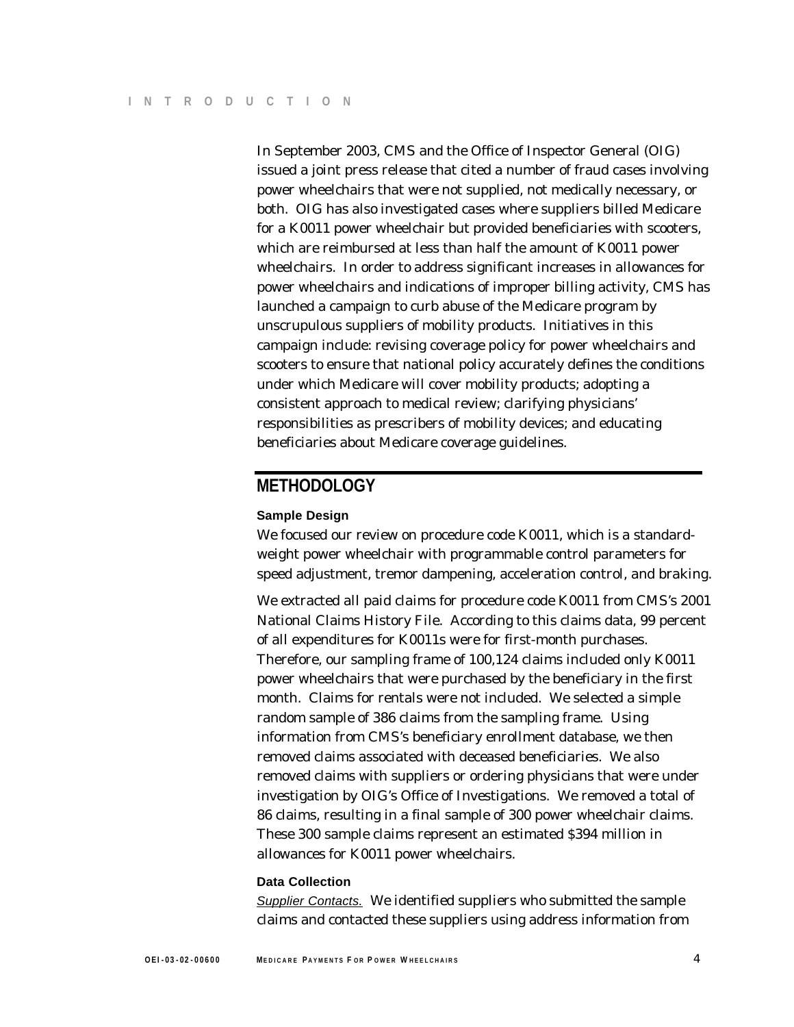In September 2003, CMS and the Office of Inspector General (OIG) issued a joint press release that cited a number of fraud cases involving power wheelchairs that were not supplied, not medically necessary, or both. OIG has also investigated cases where suppliers billed Medicare for a K0011 power wheelchair but provided beneficiaries with scooters, which are reimbursed at less than half the amount of K0011 power wheelchairs. In order to address significant increases in allowances for power wheelchairs and indications of improper billing activity, CMS has launched a campaign to curb abuse of the Medicare program by unscrupulous suppliers of mobility products. Initiatives in this campaign include: revising coverage policy for power wheelchairs and scooters to ensure that national policy accurately defines the conditions under which Medicare will cover mobility products; adopting a consistent approach to medical review; clarifying physicians' responsibilities as prescribers of mobility devices; and educating beneficiaries about Medicare coverage guidelines.

## METHODOLOGY

### Sample Design

We focused our review on procedure code K0011, which is a standard-weight power wheelchair with programmable control parameters for speed adjustment, tremor dampening, acceleration control, and braking.

We extracted all paid claims for procedure code K0011 from CMS's 2001 National Claims History File. According to this claims data, 99 percent of all expenditures for K0011s were for first-month purchases. Therefore, our sampling frame of 100,124 claims included only K0011 power wheelchairs that were purchased by the beneficiary in the first month. Claims for rentals were not included. We selected a simple random sample of 386 claims from the sampling frame. Using information from CMS's beneficiary enrollment database, we then removed claims associated with deceased beneficiaries. We also removed claims with suppliers or ordering physicians that were under investigation by OIG's Office of Investigations. We removed a total of 86 claims, resulting in a final sample of 300 power wheelchair claims. These 300 sample claims represent an estimated $394 million in allowances for K0011 power wheelchairs.

### Data Collection

*Supplier Contacts.* We identified suppliers who submitted the sample claims and contacted these suppliers using address information from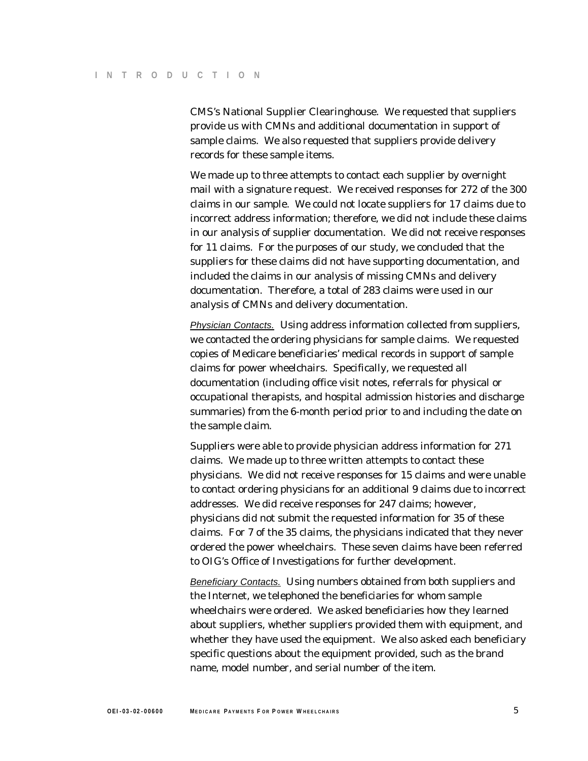CMS's National Supplier Clearinghouse. We requested that suppliers provide us with CMNs and additional documentation in support of sample claims. We also requested that suppliers provide delivery records for these sample items.

We made up to three attempts to contact each supplier by overnight mail with a signature request. We received responses for 272 of the 300 claims in our sample. We could not locate suppliers for 17 claims due to incorrect address information; therefore, we did not include these claims in our analysis of supplier documentation. We did not receive responses for 11 claims. For the purposes of our study, we concluded that the suppliers for these claims did not have supporting documentation, and included the claims in our analysis of missing CMNs and delivery documentation. Therefore, a total of 283 claims were used in our analysis of CMNs and delivery documentation.

*Physician Contacts.* Using address information collected from suppliers, we contacted the ordering physicians for sample claims. We requested copies of Medicare beneficiaries' medical records in support of sample claims for power wheelchairs. Specifically, we requested all documentation (including office visit notes, referrals for physical or occupational therapists, and hospital admission histories and discharge summaries) from the 6-month period prior to and including the date on the sample claim.

Suppliers were able to provide physician address information for 271 claims. We made up to three written attempts to contact these physicians. We did not receive responses for 15 claims and were unable to contact ordering physicians for an additional 9 claims due to incorrect addresses. We did receive responses for 247 claims; however, physicians did not submit the requested information for 35 of these claims. For 7 of the 35 claims, the physicians indicated that they never ordered the power wheelchairs. These seven claims have been referred to OIG's Office of Investigations for further development.

*Beneficiary Contacts.* Using numbers obtained from both suppliers and the Internet, we telephoned the beneficiaries for whom sample wheelchairs were ordered. We asked beneficiaries how they learned about suppliers, whether suppliers provided them with equipment, and whether they have used the equipment. We also asked each beneficiary specific questions about the equipment provided, such as the brand name, model number, and serial number of the item.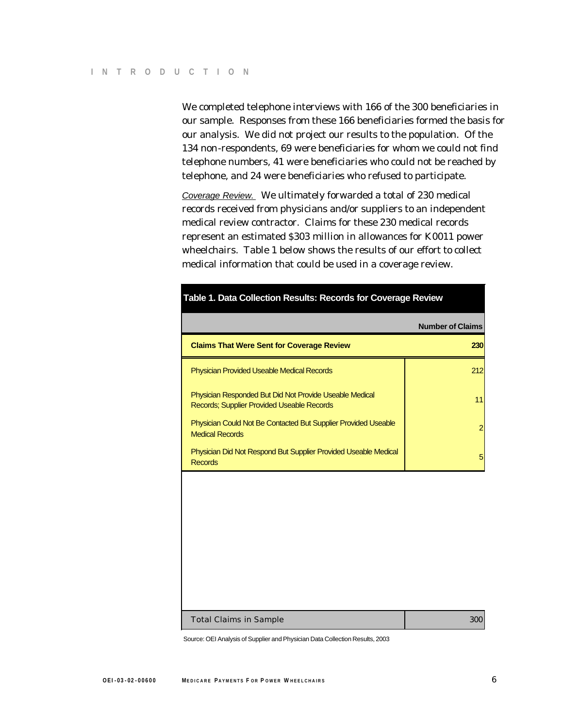We completed telephone interviews with 166 of the 300 beneficiaries in our sample. Responses from these 166 beneficiaries formed the basis for our analysis. We did not project our results to the population. Of the 134 non-respondents, 69 were beneficiaries for whom we could not find telephone numbers, 41 were beneficiaries who could not be reached by telephone, and 24 were beneficiaries who refused to participate.

*Coverage Review.* We ultimately forwarded a total of 230 medical records received from physicians and/or suppliers to an independent medical review contractor. Claims for these 230 medical records represent an estimated $303 million in allowances for K0011 power wheelchairs. Table 1 below shows the results of our effort to collect medical information that could be used in a coverage review.

**Table 1. Data Collection Results: Records for Coverage Review**

| | Number of Claims |
|---|---|
| **Claims That Were Sent for Coverage Review** | **230** |
| Physician Provided Useable Medical Records | 212 |
| Physician Responded But Did Not Provide Useable Medical Records; Supplier Provided Useable Records | 11 |
| Physician Could Not Be Contacted But Supplier Provided Useable Medical Records | 2 |
| Physician Did Not Respond But Supplier Provided Useable Medical Records | 5 |
| Total Claims in Sample | 300 |

Source: OEI Analysis of Supplier and Physician Data Collection Results, 2003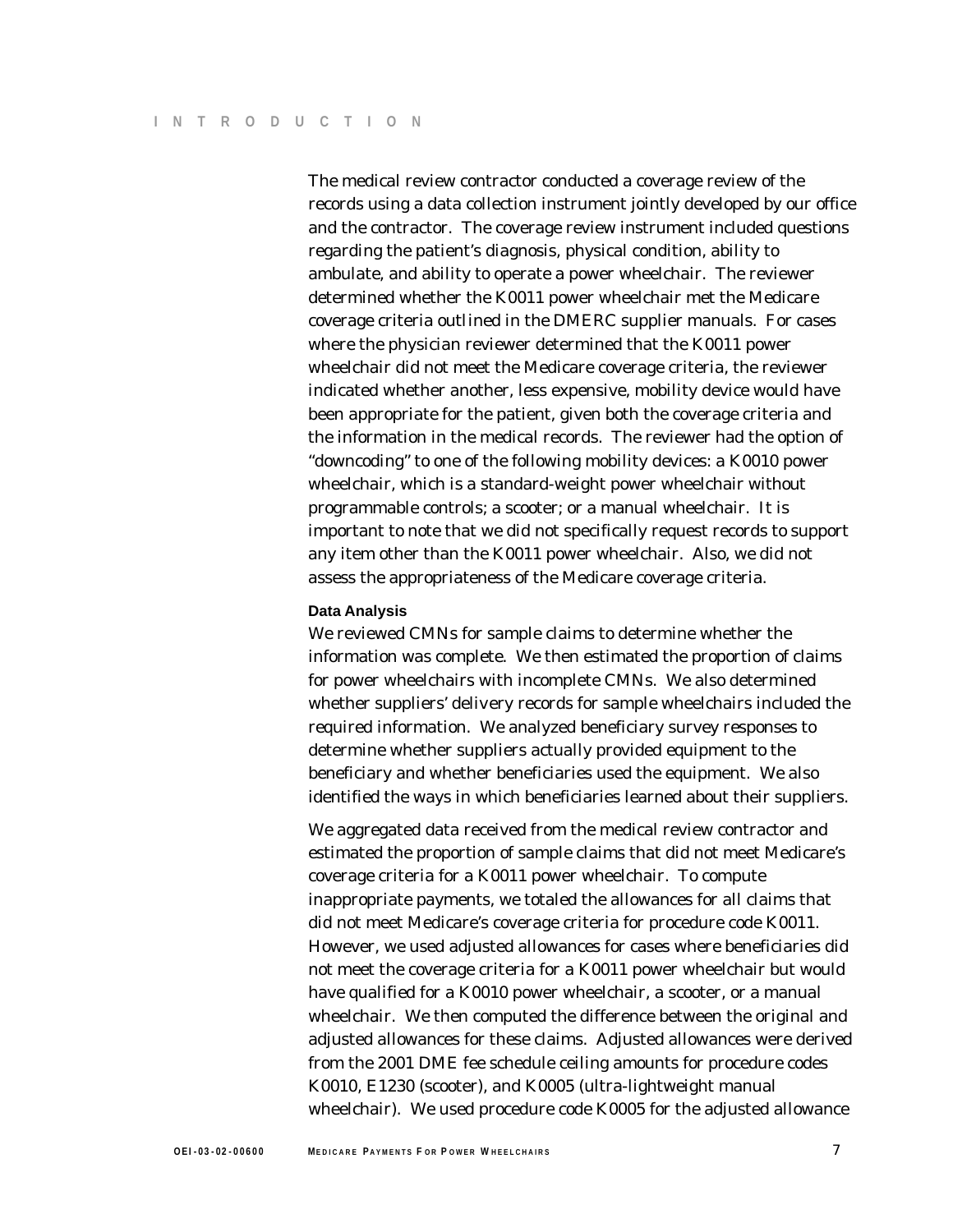The medical review contractor conducted a coverage review of the records using a data collection instrument jointly developed by our office and the contractor. The coverage review instrument included questions regarding the patient's diagnosis, physical condition, ability to ambulate, and ability to operate a power wheelchair. The reviewer determined whether the K0011 power wheelchair met the Medicare coverage criteria outlined in the DMERC supplier manuals. For cases where the physician reviewer determined that the K0011 power wheelchair did not meet the Medicare coverage criteria, the reviewer indicated whether another, less expensive, mobility device would have been appropriate for the patient, given both the coverage criteria and the information in the medical records. The reviewer had the option of "downcoding" to one of the following mobility devices: a K0010 power wheelchair, which is a standard-weight power wheelchair without programmable controls; a scooter; or a manual wheelchair. It is important to note that we did not specifically request records to support any item other than the K0011 power wheelchair. Also, we did not assess the appropriateness of the Medicare coverage criteria.

#### Data Analysis

We reviewed CMNs for sample claims to determine whether the information was complete. We then estimated the proportion of claims for power wheelchairs with incomplete CMNs. We also determined whether suppliers' delivery records for sample wheelchairs included the required information. We analyzed beneficiary survey responses to determine whether suppliers actually provided equipment to the beneficiary and whether beneficiaries used the equipment. We also identified the ways in which beneficiaries learned about their suppliers.

We aggregated data received from the medical review contractor and estimated the proportion of sample claims that did not meet Medicare's coverage criteria for a K0011 power wheelchair. To compute inappropriate payments, we totaled the allowances for all claims that did not meet Medicare's coverage criteria for procedure code K0011. However, we used adjusted allowances for cases where beneficiaries did not meet the coverage criteria for a K0011 power wheelchair but would have qualified for a K0010 power wheelchair, a scooter, or a manual wheelchair. We then computed the difference between the original and adjusted allowances for these claims. Adjusted allowances were derived from the 2001 DME fee schedule ceiling amounts for procedure codes K0010, E1230 (scooter), and K0005 (ultra-lightweight manual wheelchair). We used procedure code K0005 for the adjusted allowance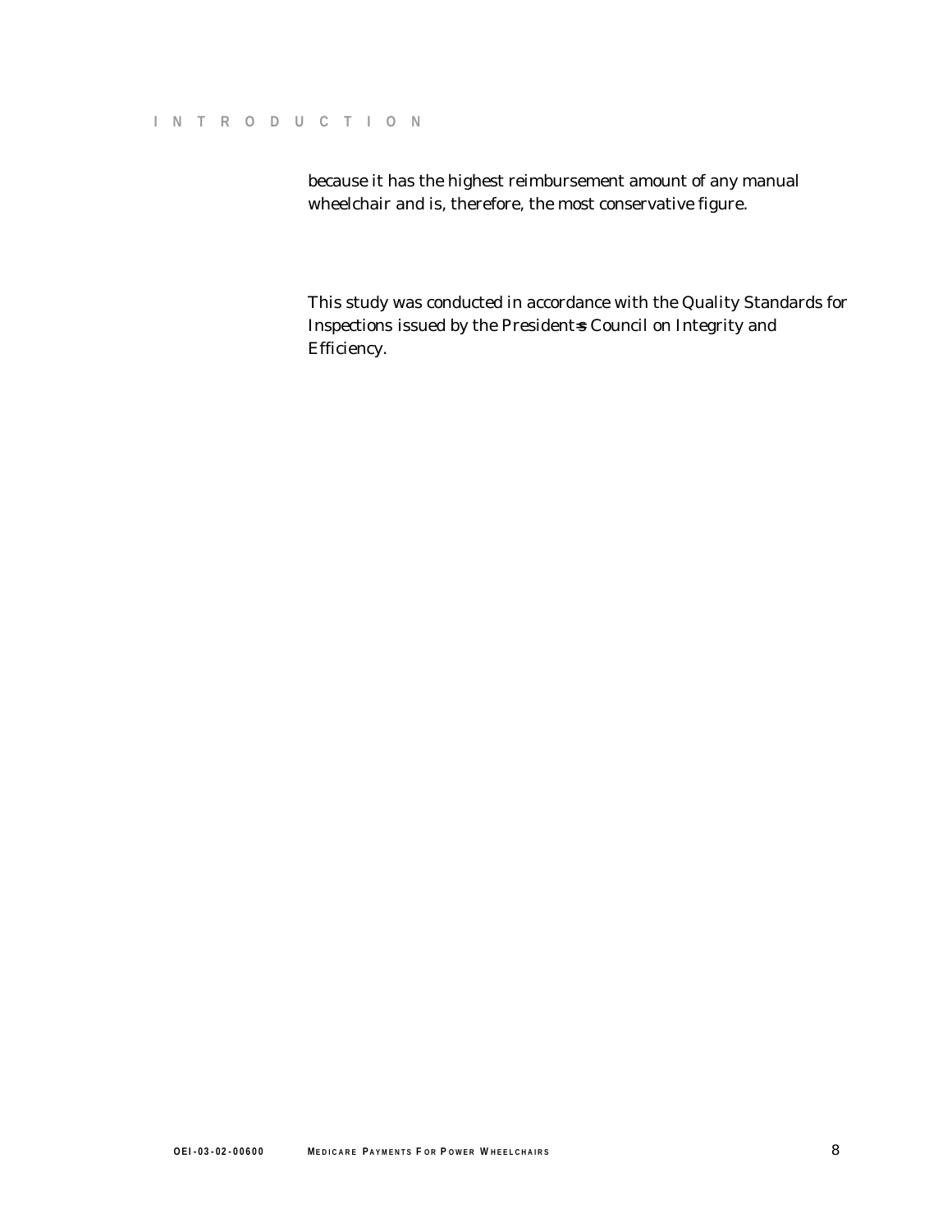because it has the highest reimbursement amount of any manual wheelchair and is, therefore, the most conservative figure.

This study was conducted in accordance with the Quality Standards for Inspections issued by the President=s Council on Integrity and Efficiency.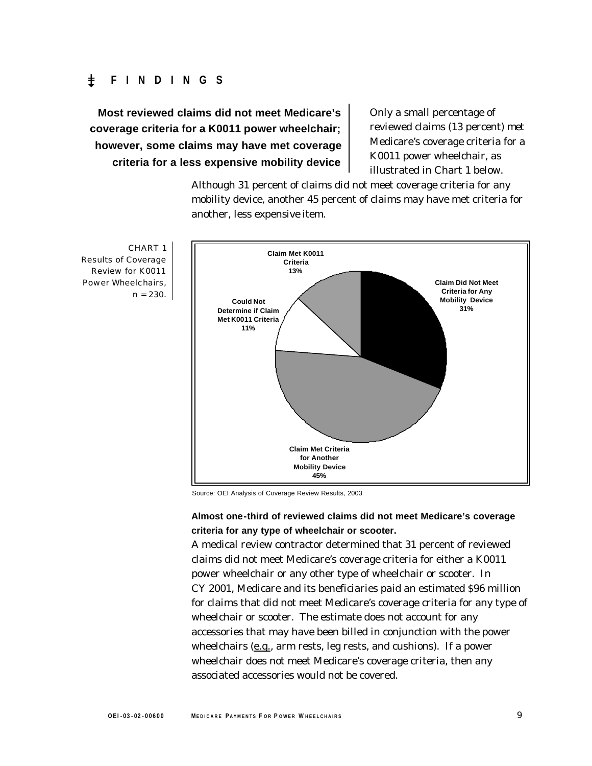# FINDINGS

**Most reviewed claims did not meet Medicare's coverage criteria for a K0011 power wheelchair; however, some claims may have met coverage criteria for a less expensive mobility device**

Only a small percentage of reviewed claims (13 percent) met Medicare's coverage criteria for a K0011 power wheelchair, as illustrated in Chart 1 below.

Although 31 percent of claims did not meet coverage criteria for any mobility device, another 45 percent of claims may have met criteria for another, less expensive item.

CHART 1
Results of Coverage Review for K0011 Power Wheelchairs, n = 230.

| Result | Percent |
|---|---|
| Claim Met K0011 Criteria | 13% |
| Claim Did Not Meet Criteria for Any Mobility Device | 31% |
| Claim Met Criteria for Another Mobility Device | 45% |
| Could Not Determine if Claim Met K0011 Criteria | 11% |

Source: OEI Analysis of Coverage Review Results, 2003

**Almost one-third of reviewed claims did not meet Medicare's coverage criteria for any type of wheelchair or scooter.**

A medical review contractor determined that 31 percent of reviewed claims did not meet Medicare's coverage criteria for either a K0011 power wheelchair or any other type of wheelchair or scooter. In CY 2001, Medicare and its beneficiaries paid an estimated $96 million for claims that did not meet Medicare's coverage criteria for any type of wheelchair or scooter. The estimate does not account for any accessories that may have been billed in conjunction with the power wheelchairs (e.g., arm rests, leg rests, and cushions). If a power wheelchair does not meet Medicare's coverage criteria, then any associated accessories would not be covered.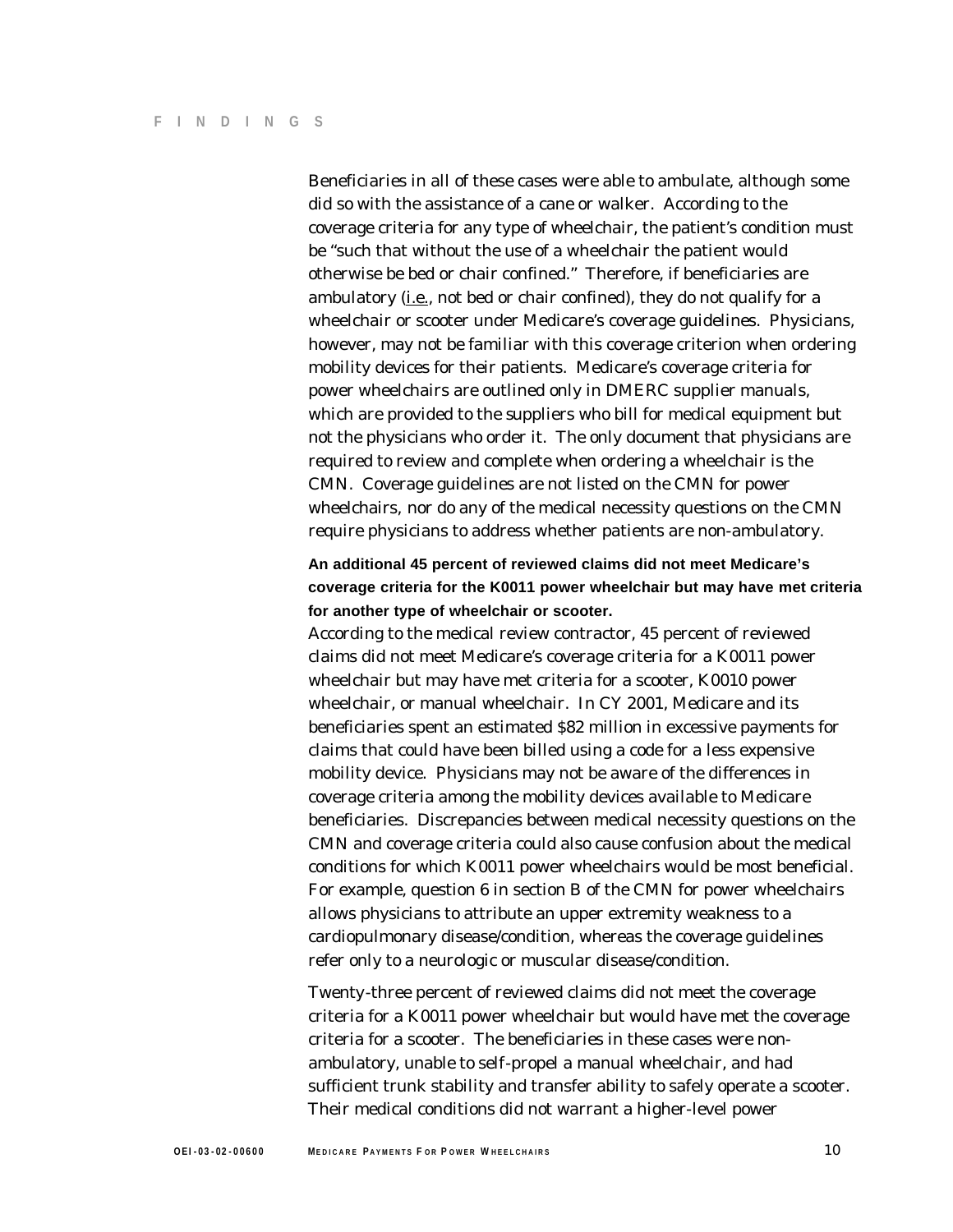Beneficiaries in all of these cases were able to ambulate, although some did so with the assistance of a cane or walker. According to the coverage criteria for any type of wheelchair, the patient's condition must be "such that without the use of a wheelchair the patient would otherwise be bed or chair confined." Therefore, if beneficiaries are ambulatory (i.e., not bed or chair confined), they do not qualify for a wheelchair or scooter under Medicare's coverage guidelines. Physicians, however, may not be familiar with this coverage criterion when ordering mobility devices for their patients. Medicare's coverage criteria for power wheelchairs are outlined only in DMERC supplier manuals, which are provided to the suppliers who bill for medical equipment but not the physicians who order it. The only document that physicians are required to review and complete when ordering a wheelchair is the CMN. Coverage guidelines are not listed on the CMN for power wheelchairs, nor do any of the medical necessity questions on the CMN require physicians to address whether patients are non-ambulatory.

**An additional 45 percent of reviewed claims did not meet Medicare's coverage criteria for the K0011 power wheelchair but may have met criteria for another type of wheelchair or scooter.**

According to the medical review contractor, 45 percent of reviewed claims did not meet Medicare's coverage criteria for a K0011 power wheelchair but may have met criteria for a scooter, K0010 power wheelchair, or manual wheelchair. In CY 2001, Medicare and its beneficiaries spent an estimated $82 million in excessive payments for claims that could have been billed using a code for a less expensive mobility device. Physicians may not be aware of the differences in coverage criteria among the mobility devices available to Medicare beneficiaries. Discrepancies between medical necessity questions on the CMN and coverage criteria could also cause confusion about the medical conditions for which K0011 power wheelchairs would be most beneficial. For example, question 6 in section B of the CMN for power wheelchairs allows physicians to attribute an upper extremity weakness to a cardiopulmonary disease/condition, whereas the coverage guidelines refer only to a neurologic or muscular disease/condition.

Twenty-three percent of reviewed claims did not meet the coverage criteria for a K0011 power wheelchair but would have met the coverage criteria for a scooter. The beneficiaries in these cases were non-ambulatory, unable to self-propel a manual wheelchair, and had sufficient trunk stability and transfer ability to safely operate a scooter. Their medical conditions did not warrant a higher-level power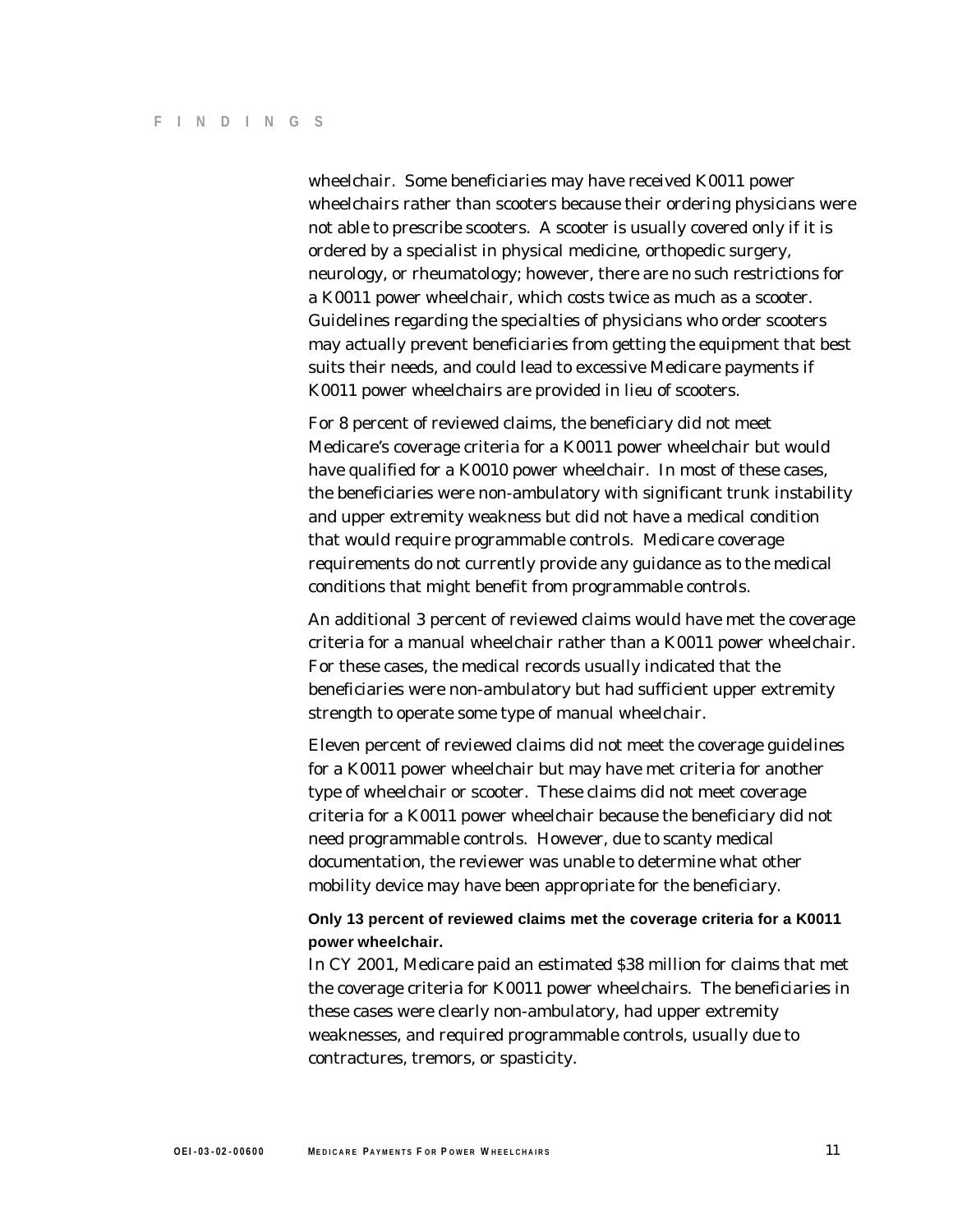wheelchair. Some beneficiaries may have received K0011 power wheelchairs rather than scooters because their ordering physicians were not able to prescribe scooters. A scooter is usually covered only if it is ordered by a specialist in physical medicine, orthopedic surgery, neurology, or rheumatology; however, there are no such restrictions for a K0011 power wheelchair, which costs twice as much as a scooter. Guidelines regarding the specialties of physicians who order scooters may actually prevent beneficiaries from getting the equipment that best suits their needs, and could lead to excessive Medicare payments if K0011 power wheelchairs are provided in lieu of scooters.

For 8 percent of reviewed claims, the beneficiary did not meet Medicare's coverage criteria for a K0011 power wheelchair but would have qualified for a K0010 power wheelchair. In most of these cases, the beneficiaries were non-ambulatory with significant trunk instability and upper extremity weakness but did not have a medical condition that would require programmable controls. Medicare coverage requirements do not currently provide any guidance as to the medical conditions that might benefit from programmable controls.

An additional 3 percent of reviewed claims would have met the coverage criteria for a manual wheelchair rather than a K0011 power wheelchair. For these cases, the medical records usually indicated that the beneficiaries were non-ambulatory but had sufficient upper extremity strength to operate some type of manual wheelchair.

Eleven percent of reviewed claims did not meet the coverage guidelines for a K0011 power wheelchair but may have met criteria for another type of wheelchair or scooter. These claims did not meet coverage criteria for a K0011 power wheelchair because the beneficiary did not need programmable controls. However, due to scanty medical documentation, the reviewer was unable to determine what other mobility device may have been appropriate for the beneficiary.

**Only 13 percent of reviewed claims met the coverage criteria for a K0011 power wheelchair.**

In CY 2001, Medicare paid an estimated $38 million for claims that met the coverage criteria for K0011 power wheelchairs. The beneficiaries in these cases were clearly non-ambulatory, had upper extremity weaknesses, and required programmable controls, usually due to contractures, tremors, or spasticity.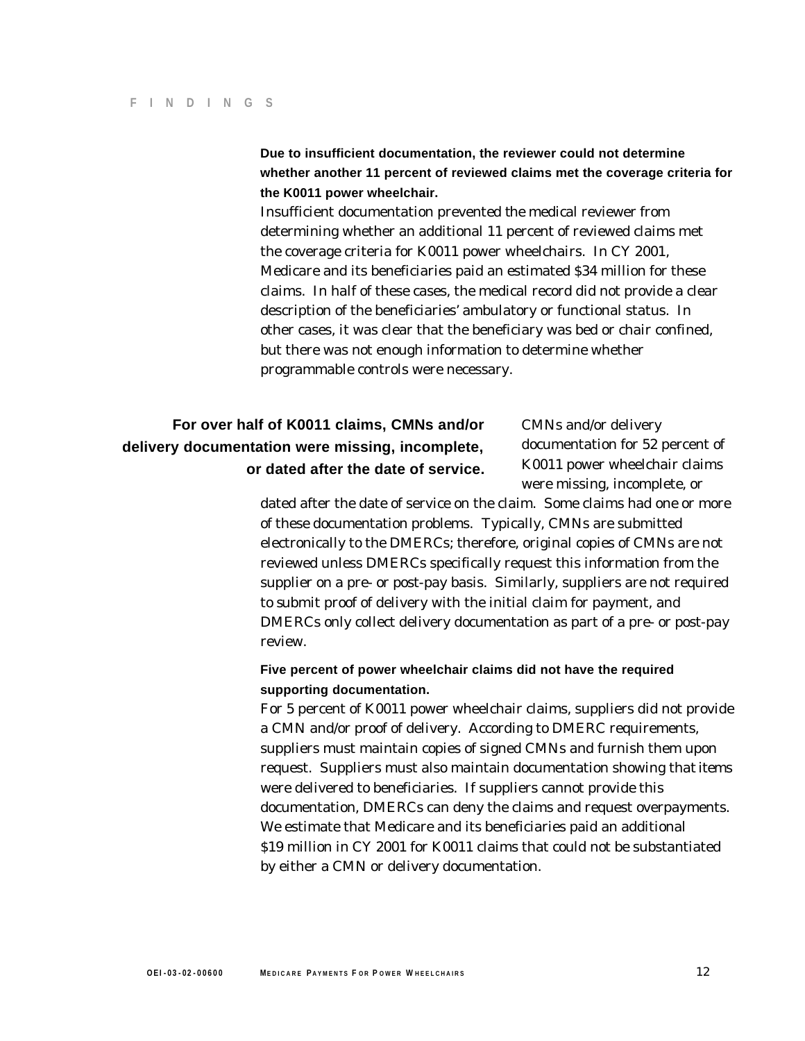**Due to insufficient documentation, the reviewer could not determine whether another 11 percent of reviewed claims met the coverage criteria for the K0011 power wheelchair.**

Insufficient documentation prevented the medical reviewer from determining whether an additional 11 percent of reviewed claims met the coverage criteria for K0011 power wheelchairs. In CY 2001, Medicare and its beneficiaries paid an estimated $34 million for these claims. In half of these cases, the medical record did not provide a clear description of the beneficiaries' ambulatory or functional status. In other cases, it was clear that the beneficiary was bed or chair confined, but there was not enough information to determine whether programmable controls were necessary.

## For over half of K0011 claims, CMNs and/or delivery documentation were missing, incomplete, or dated after the date of service.

CMNs and/or delivery documentation for 52 percent of K0011 power wheelchair claims were missing, incomplete, or dated after the date of service on the claim. Some claims had one or more of these documentation problems. Typically, CMNs are submitted electronically to the DMERCs; therefore, original copies of CMNs are not reviewed unless DMERCs specifically request this information from the supplier on a pre- or post-pay basis. Similarly, suppliers are not required to submit proof of delivery with the initial claim for payment, and DMERCs only collect delivery documentation as part of a pre- or post-pay review.

**Five percent of power wheelchair claims did not have the required supporting documentation.**

For 5 percent of K0011 power wheelchair claims, suppliers did not provide a CMN and/or proof of delivery. According to DMERC requirements, suppliers must maintain copies of signed CMNs and furnish them upon request. Suppliers must also maintain documentation showing that items were delivered to beneficiaries. If suppliers cannot provide this documentation, DMERCs can deny the claims and request overpayments. We estimate that Medicare and its beneficiaries paid an additional $19 million in CY 2001 for K0011 claims that could not be substantiated by either a CMN or delivery documentation.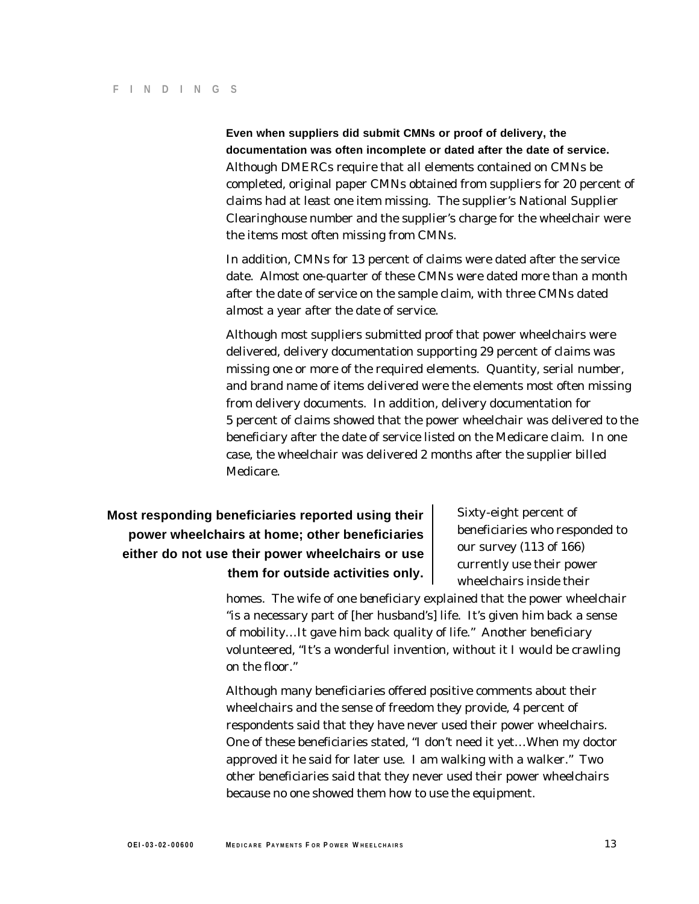**Even when suppliers did submit CMNs or proof of delivery, the documentation was often incomplete or dated after the date of service.** Although DMERCs require that all elements contained on CMNs be completed, original paper CMNs obtained from suppliers for 20 percent of claims had at least one item missing. The supplier's National Supplier Clearinghouse number and the supplier's charge for the wheelchair were the items most often missing from CMNs.

In addition, CMNs for 13 percent of claims were dated after the service date. Almost one-quarter of these CMNs were dated more than a month after the date of service on the sample claim, with three CMNs dated almost a year after the date of service.

Although most suppliers submitted proof that power wheelchairs were delivered, delivery documentation supporting 29 percent of claims was missing one or more of the required elements. Quantity, serial number, and brand name of items delivered were the elements most often missing from delivery documents. In addition, delivery documentation for 5 percent of claims showed that the power wheelchair was delivered to the beneficiary after the date of service listed on the Medicare claim. In one case, the wheelchair was delivered 2 months after the supplier billed Medicare.

## Most responding beneficiaries reported using their power wheelchairs at home; other beneficiaries either do not use their power wheelchairs or use them for outside activities only.

Sixty-eight percent of beneficiaries who responded to our survey (113 of 166) currently use their power wheelchairs inside their homes. The wife of one beneficiary explained that the power wheelchair "is a necessary part of [her husband's] life. It's given him back a sense of mobility…It gave him back quality of life." Another beneficiary volunteered, "It's a wonderful invention, without it I would be crawling on the floor."

Although many beneficiaries offered positive comments about their wheelchairs and the sense of freedom they provide, 4 percent of respondents said that they have never used their power wheelchairs. One of these beneficiaries stated, "I don't need it yet…When my doctor approved it he said for later use. I am walking with a walker." Two other beneficiaries said that they never used their power wheelchairs because no one showed them how to use the equipment.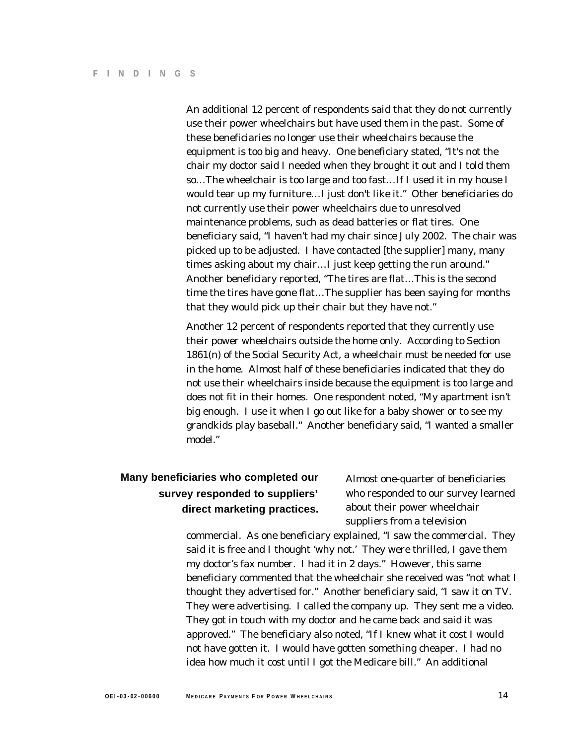An additional 12 percent of respondents said that they do not currently use their power wheelchairs but have used them in the past. Some of these beneficiaries no longer use their wheelchairs because the equipment is too big and heavy. One beneficiary stated, "It's not the chair my doctor said I needed when they brought it out and I told them so…The wheelchair is too large and too fast…If I used it in my house I would tear up my furniture…I just don't like it." Other beneficiaries do not currently use their power wheelchairs due to unresolved maintenance problems, such as dead batteries or flat tires. One beneficiary said, "I haven't had my chair since July 2002. The chair was picked up to be adjusted. I have contacted [the supplier] many, many times asking about my chair…I just keep getting the run around." Another beneficiary reported, "The tires are flat…This is the second time the tires have gone flat…The supplier has been saying for months that they would pick up their chair but they have not."

Another 12 percent of respondents reported that they currently use their power wheelchairs outside the home only. According to Section 1861(n) of the Social Security Act, a wheelchair must be needed for use in the home. Almost half of these beneficiaries indicated that they do not use their wheelchairs inside because the equipment is too large and does not fit in their homes. One respondent noted, "My apartment isn't big enough. I use it when I go out like for a baby shower or to see my grandkids play baseball." Another beneficiary said, "I wanted a smaller model."

**Many beneficiaries who completed our survey responded to suppliers' direct marketing practices.**

Almost one-quarter of beneficiaries who responded to our survey learned about their power wheelchair suppliers from a television commercial. As one beneficiary explained, "I saw the commercial. They said it is free and I thought 'why not.' They were thrilled, I gave them my doctor's fax number. I had it in 2 days." However, this same beneficiary commented that the wheelchair she received was "not what I thought they advertised for." Another beneficiary said, "I saw it on TV. They were advertising. I called the company up. They sent me a video. They got in touch with my doctor and he came back and said it was approved." The beneficiary also noted, "If I knew what it cost I would not have gotten it. I would have gotten something cheaper. I had no idea how much it cost until I got the Medicare bill." An additional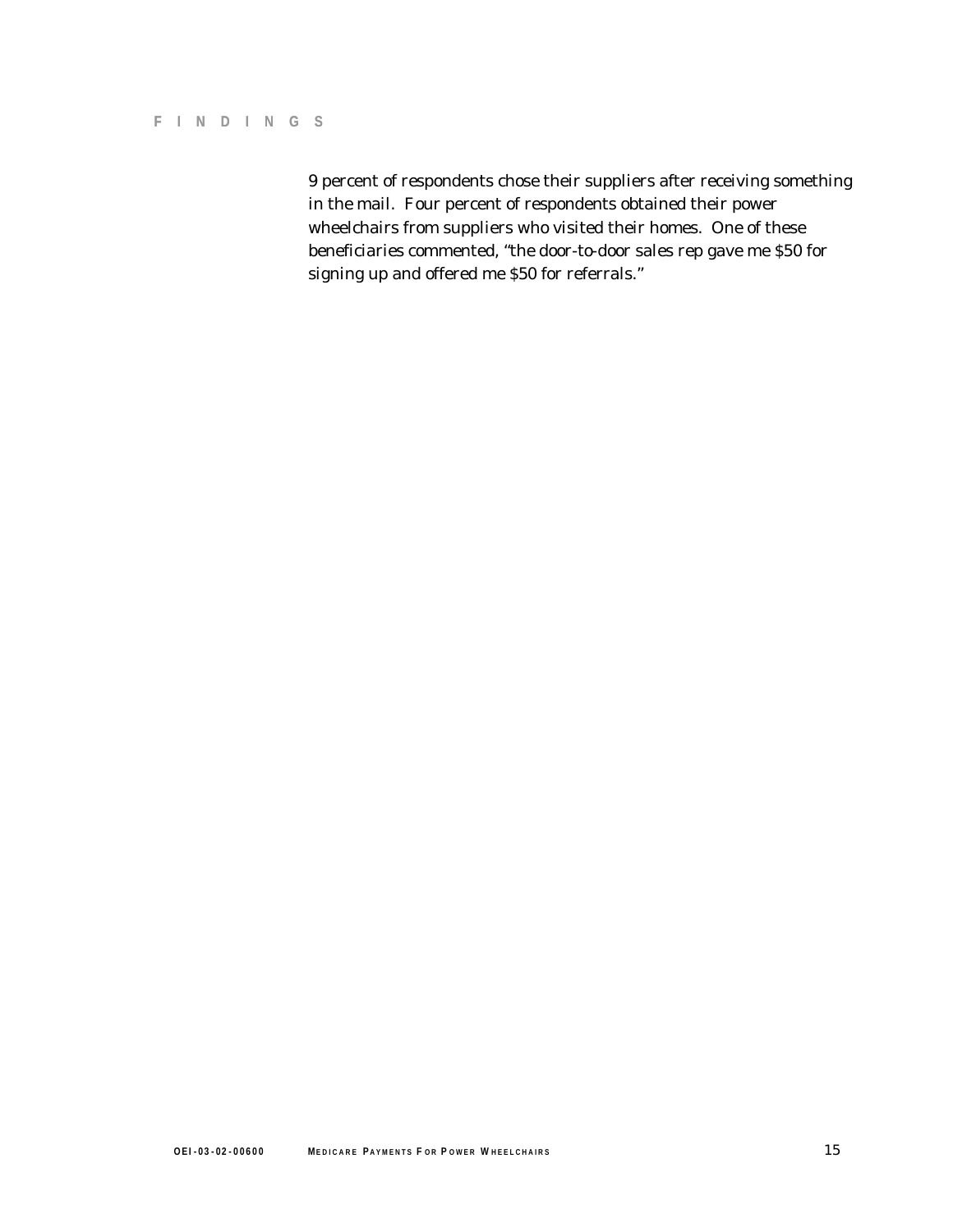9 percent of respondents chose their suppliers after receiving something in the mail. Four percent of respondents obtained their power wheelchairs from suppliers who visited their homes. One of these beneficiaries commented, "the door-to-door sales rep gave me $50 for signing up and offered me $50 for referrals."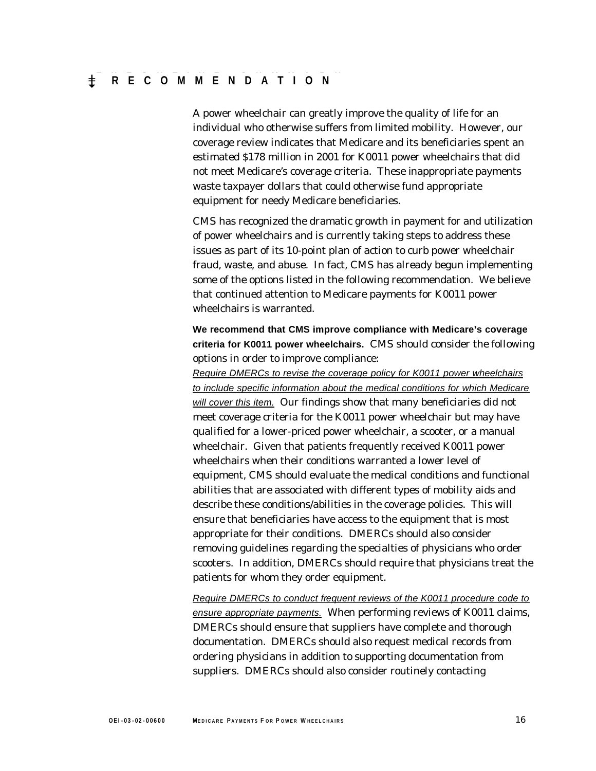# RECOMMENDATION

A power wheelchair can greatly improve the quality of life for an individual who otherwise suffers from limited mobility. However, our coverage review indicates that Medicare and its beneficiaries spent an estimated $178 million in 2001 for K0011 power wheelchairs that did not meet Medicare's coverage criteria. These inappropriate payments waste taxpayer dollars that could otherwise fund appropriate equipment for needy Medicare beneficiaries.

CMS has recognized the dramatic growth in payment for and utilization of power wheelchairs and is currently taking steps to address these issues as part of its 10-point plan of action to curb power wheelchair fraud, waste, and abuse. In fact, CMS has already begun implementing some of the options listed in the following recommendation. We believe that continued attention to Medicare payments for K0011 power wheelchairs is warranted.

**We recommend that CMS improve compliance with Medicare's coverage criteria for K0011 power wheelchairs.** CMS should consider the following options in order to improve compliance:

*Require DMERCs to revise the coverage policy for K0011 power wheelchairs to include specific information about the medical conditions for which Medicare will cover this item.* Our findings show that many beneficiaries did not meet coverage criteria for the K0011 power wheelchair but may have qualified for a lower-priced power wheelchair, a scooter, or a manual wheelchair. Given that patients frequently received K0011 power wheelchairs when their conditions warranted a lower level of equipment, CMS should evaluate the medical conditions and functional abilities that are associated with different types of mobility aids and describe these conditions/abilities in the coverage policies. This will ensure that beneficiaries have access to the equipment that is most appropriate for their conditions. DMERCs should also consider removing guidelines regarding the specialties of physicians who order scooters. In addition, DMERCs should require that physicians treat the patients for whom they order equipment.

*Require DMERCs to conduct frequent reviews of the K0011 procedure code to ensure appropriate payments.* When performing reviews of K0011 claims, DMERCs should ensure that suppliers have complete and thorough documentation. DMERCs should also request medical records from ordering physicians in addition to supporting documentation from suppliers. DMERCs should also consider routinely contacting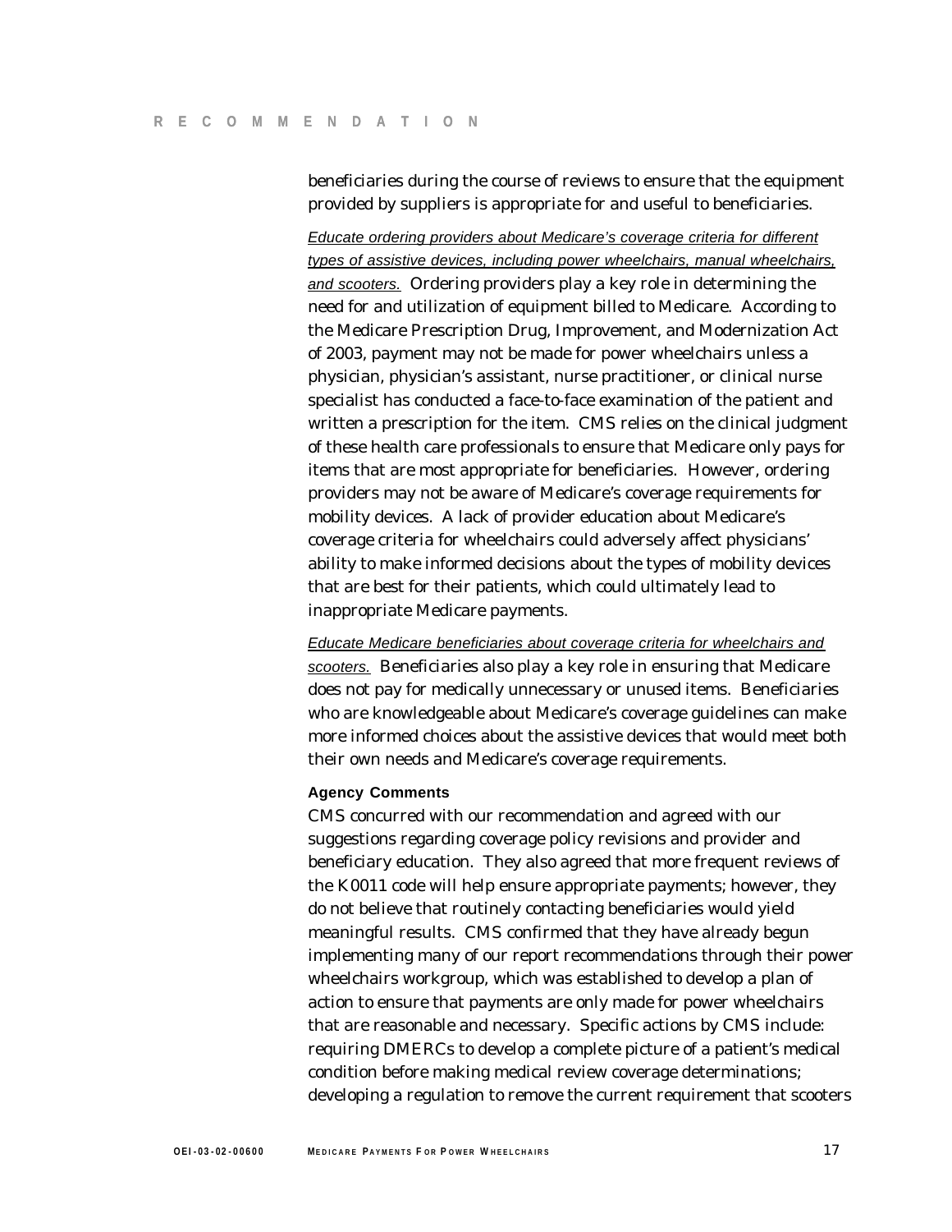beneficiaries during the course of reviews to ensure that the equipment provided by suppliers is appropriate for and useful to beneficiaries.

*Educate ordering providers about Medicare's coverage criteria for different types of assistive devices, including power wheelchairs, manual wheelchairs, and scooters.* Ordering providers play a key role in determining the need for and utilization of equipment billed to Medicare. According to the Medicare Prescription Drug, Improvement, and Modernization Act of 2003, payment may not be made for power wheelchairs unless a physician, physician's assistant, nurse practitioner, or clinical nurse specialist has conducted a face-to-face examination of the patient and written a prescription for the item. CMS relies on the clinical judgment of these health care professionals to ensure that Medicare only pays for items that are most appropriate for beneficiaries. However, ordering providers may not be aware of Medicare's coverage requirements for mobility devices. A lack of provider education about Medicare's coverage criteria for wheelchairs could adversely affect physicians' ability to make informed decisions about the types of mobility devices that are best for their patients, which could ultimately lead to inappropriate Medicare payments.

*Educate Medicare beneficiaries about coverage criteria for wheelchairs and scooters.* Beneficiaries also play a key role in ensuring that Medicare does not pay for medically unnecessary or unused items. Beneficiaries who are knowledgeable about Medicare's coverage guidelines can make more informed choices about the assistive devices that would meet both their own needs and Medicare's coverage requirements.

### Agency Comments

CMS concurred with our recommendation and agreed with our suggestions regarding coverage policy revisions and provider and beneficiary education. They also agreed that more frequent reviews of the K0011 code will help ensure appropriate payments; however, they do not believe that routinely contacting beneficiaries would yield meaningful results. CMS confirmed that they have already begun implementing many of our report recommendations through their power wheelchairs workgroup, which was established to develop a plan of action to ensure that payments are only made for power wheelchairs that are reasonable and necessary. Specific actions by CMS include: requiring DMERCs to develop a complete picture of a patient's medical condition before making medical review coverage determinations; developing a regulation to remove the current requirement that scooters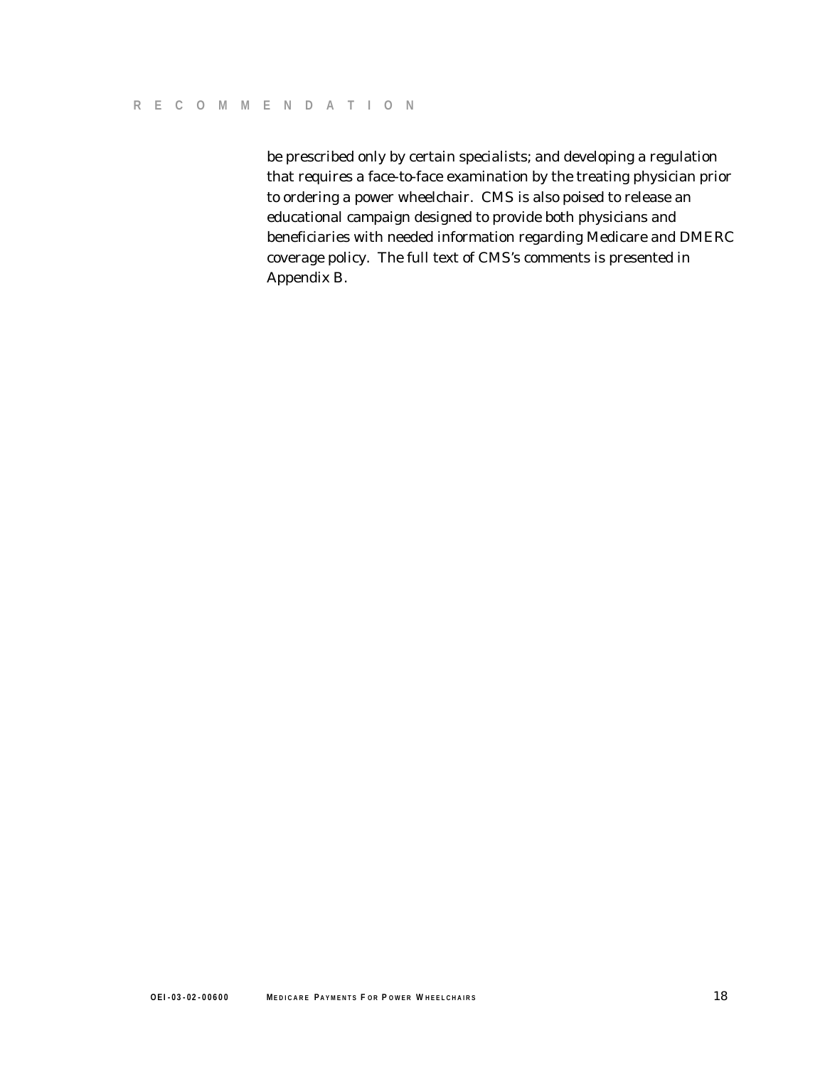be prescribed only by certain specialists; and developing a regulation that requires a face-to-face examination by the treating physician prior to ordering a power wheelchair. CMS is also poised to release an educational campaign designed to provide both physicians and beneficiaries with needed information regarding Medicare and DMERC coverage policy. The full text of CMS's comments is presented in Appendix B.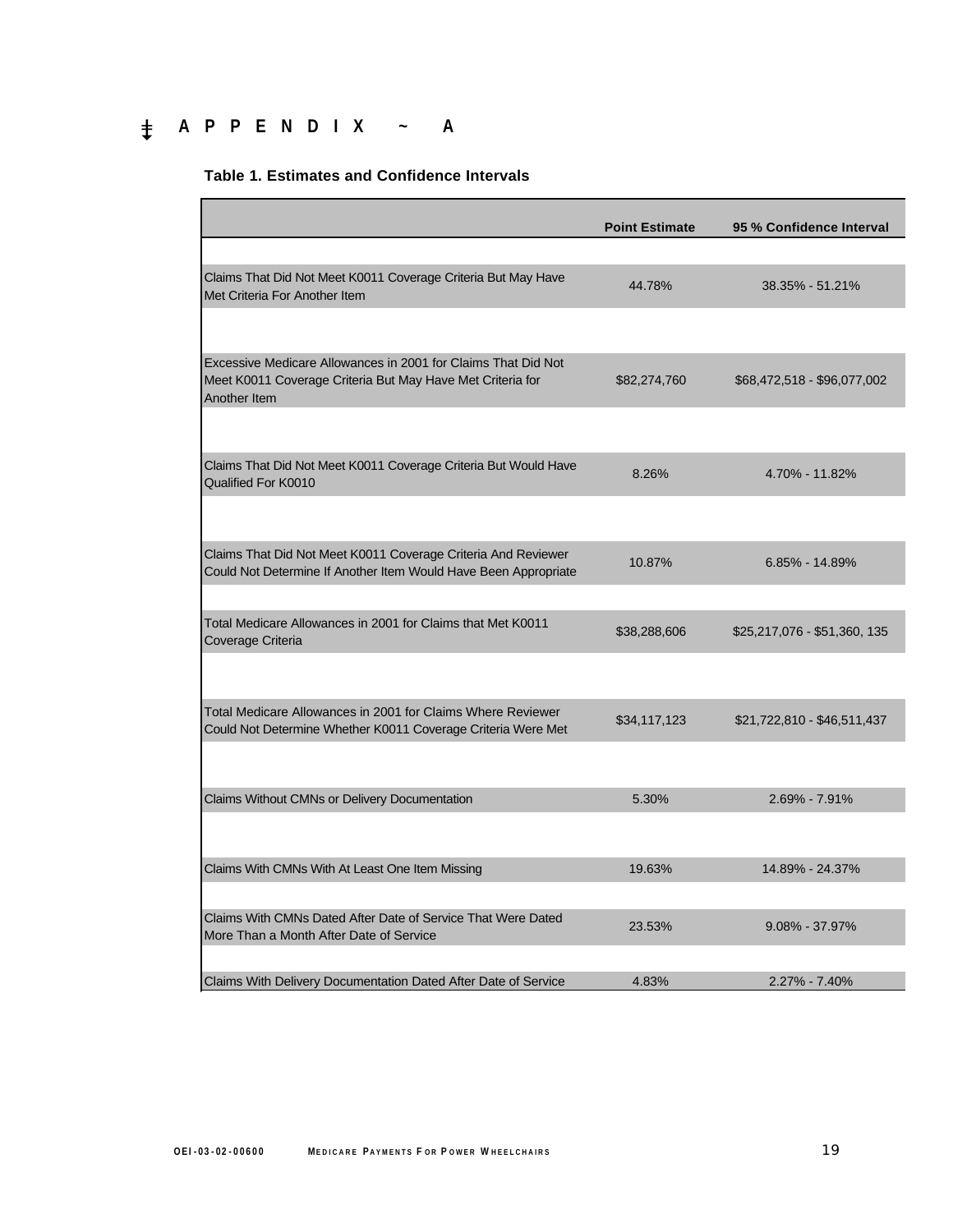# APPENDIX ~ A

**Table 1. Estimates and Confidence Intervals**

| | Point Estimate | 95 % Confidence Interval |
|---|---|---|
| Claims That Did Not Meet K0011 Coverage Criteria But May Have Met Criteria For Another Item | 44.78% | 38.35% - 51.21% |
| Excessive Medicare Allowances in 2001 for Claims That Did Not Meet K0011 Coverage Criteria But May Have Met Criteria for Another Item | $82,274,760 | $68,472,518 - $96,077,002 |
| Claims That Did Not Meet K0011 Coverage Criteria But Would Have Qualified For K0010 | 8.26% | 4.70% - 11.82% |
| Claims That Did Not Meet K0011 Coverage Criteria And Reviewer Could Not Determine If Another Item Would Have Been Appropriate | 10.87% | 6.85% - 14.89% |
| Total Medicare Allowances in 2001 for Claims that Met K0011 Coverage Criteria | $38,288,606 | $25,217,076 - $51,360, 135 |
| Total Medicare Allowances in 2001 for Claims Where Reviewer Could Not Determine Whether K0011 Coverage Criteria Were Met | $34,117,123 | $21,722,810 - $46,511,437 |
| Claims Without CMNs or Delivery Documentation | 5.30% | 2.69% - 7.91% |
| Claims With CMNs With At Least One Item Missing | 19.63% | 14.89% - 24.37% |
| Claims With CMNs Dated After Date of Service That Were Dated More Than a Month After Date of Service | 23.53% | 9.08% - 37.97% |
| Claims With Delivery Documentation Dated After Date of Service | 4.83% | 2.27% - 7.40% |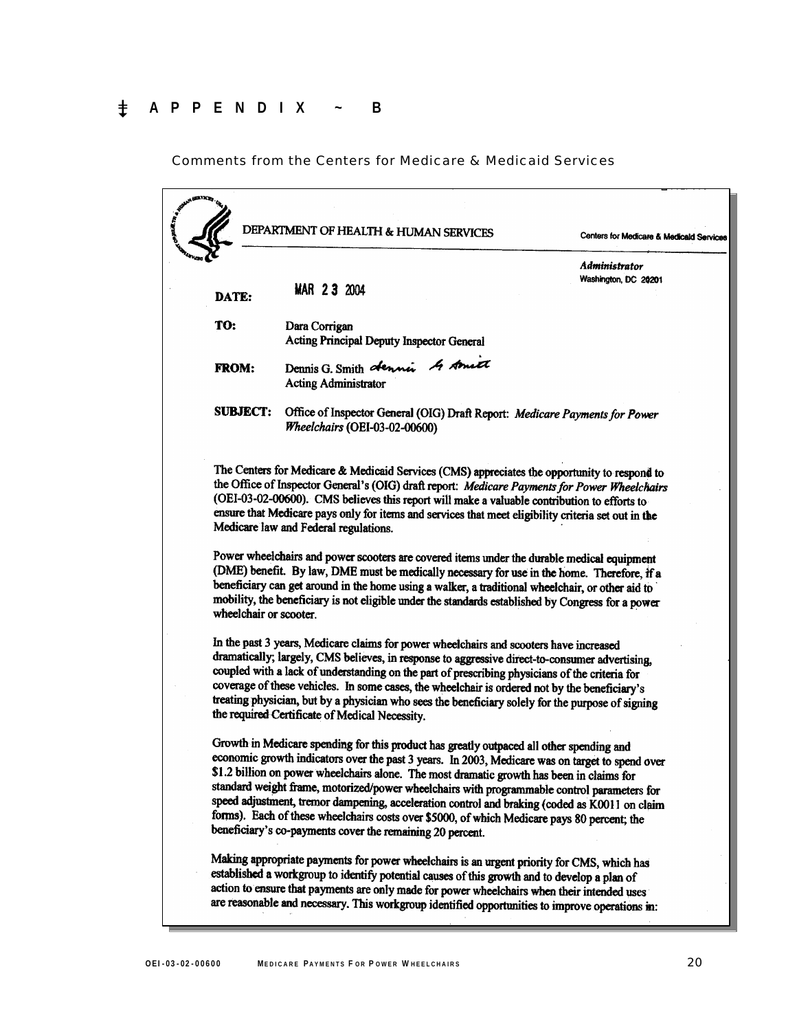# APPENDIX ~ B

Comments from the Centers for Medicare & Medicaid Services

DEPARTMENT OF HEALTH & HUMAN SERVICES

Centers for Medicare & Medicaid Services

*Administrator*
Washington, DC 20201

**DATE:** MAR 23 2004

**TO:** Dara Corrigan
Acting Principal Deputy Inspector General

**FROM:** Dennis G. Smith
Acting Administrator

**SUBJECT:** Office of Inspector General (OIG) Draft Report: *Medicare Payments for Power Wheelchairs* (OEI-03-02-00600)

The Centers for Medicare & Medicaid Services (CMS) appreciates the opportunity to respond to the Office of Inspector General's (OIG) draft report: *Medicare Payments for Power Wheelchairs* (OEI-03-02-00600). CMS believes this report will make a valuable contribution to efforts to ensure that Medicare pays only for items and services that meet eligibility criteria set out in the Medicare law and Federal regulations.

Power wheelchairs and power scooters are covered items under the durable medical equipment (DME) benefit. By law, DME must be medically necessary for use in the home. Therefore, if a beneficiary can get around in the home using a walker, a traditional wheelchair, or other aid to mobility, the beneficiary is not eligible under the standards established by Congress for a power wheelchair or scooter.

In the past 3 years, Medicare claims for power wheelchairs and scooters have increased dramatically; largely, CMS believes, in response to aggressive direct-to-consumer advertising, coupled with a lack of understanding on the part of prescribing physicians of the criteria for coverage of these vehicles. In some cases, the wheelchair is ordered not by the beneficiary's treating physician, but by a physician who sees the beneficiary solely for the purpose of signing the required Certificate of Medical Necessity.

Growth in Medicare spending for this product has greatly outpaced all other spending and economic growth indicators over the past 3 years. In 2003, Medicare was on target to spend over $1.2 billion on power wheelchairs alone. The most dramatic growth has been in claims for standard weight frame, motorized/power wheelchairs with programmable control parameters for speed adjustment, tremor dampening, acceleration control and braking (coded as K0011 on claim forms). Each of these wheelchairs costs over $5000, of which Medicare pays 80 percent; the beneficiary's co-payments cover the remaining 20 percent.

Making appropriate payments for power wheelchairs is an urgent priority for CMS, which has established a workgroup to identify potential causes of this growth and to develop a plan of action to ensure that payments are only made for power wheelchairs when their intended uses are reasonable and necessary. This workgroup identified opportunities to improve operations in: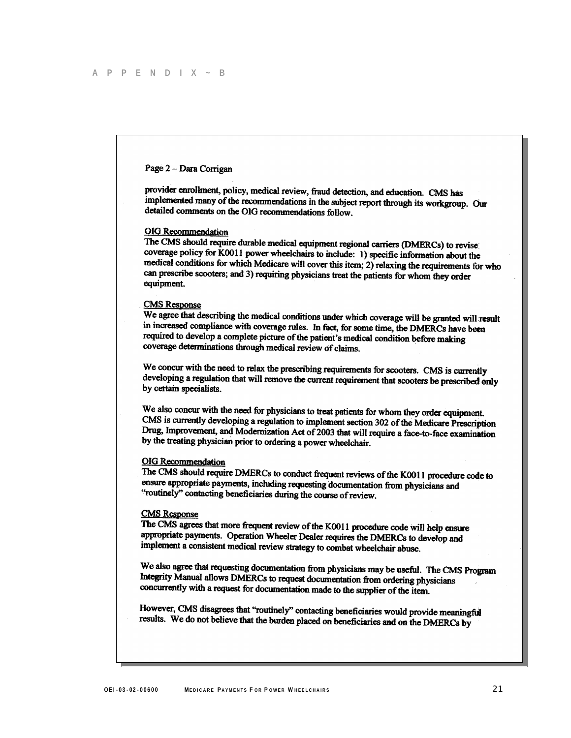Page 2 – Dara Corrigan

provider enrollment, policy, medical review, fraud detection, and education. CMS has implemented many of the recommendations in the subject report through its workgroup. Our detailed comments on the OIG recommendations follow.

OIG Recommendation

The CMS should require durable medical equipment regional carriers (DMERCs) to revise coverage policy for K0011 power wheelchairs to include: 1) specific information about the medical conditions for which Medicare will cover this item; 2) relaxing the requirements for who can prescribe scooters; and 3) requiring physicians treat the patients for whom they order equipment.

CMS Response

We agree that describing the medical conditions under which coverage will be granted will result in increased compliance with coverage rules. In fact, for some time, the DMERCs have been required to develop a complete picture of the patient's medical condition before making coverage determinations through medical review of claims.

We concur with the need to relax the prescribing requirements for scooters. CMS is currently developing a regulation that will remove the current requirement that scooters be prescribed only by certain specialists.

We also concur with the need for physicians to treat patients for whom they order equipment. CMS is currently developing a regulation to implement section 302 of the Medicare Prescription Drug, Improvement, and Modernization Act of 2003 that will require a face-to-face examination by the treating physician prior to ordering a power wheelchair.

OIG Recommendation

The CMS should require DMERCs to conduct frequent reviews of the K0011 procedure code to ensure appropriate payments, including requesting documentation from physicians and "routinely" contacting beneficiaries during the course of review.

CMS Response

The CMS agrees that more frequent review of the K0011 procedure code will help ensure appropriate payments. Operation Wheeler Dealer requires the DMERCs to develop and implement a consistent medical review strategy to combat wheelchair abuse.

We also agree that requesting documentation from physicians may be useful. The CMS Program Integrity Manual allows DMERCs to request documentation from ordering physicians concurrently with a request for documentation made to the supplier of the item.

However, CMS disagrees that "routinely" contacting beneficiaries would provide meaningful results. We do not believe that the burden placed on beneficiaries and on the DMERCs by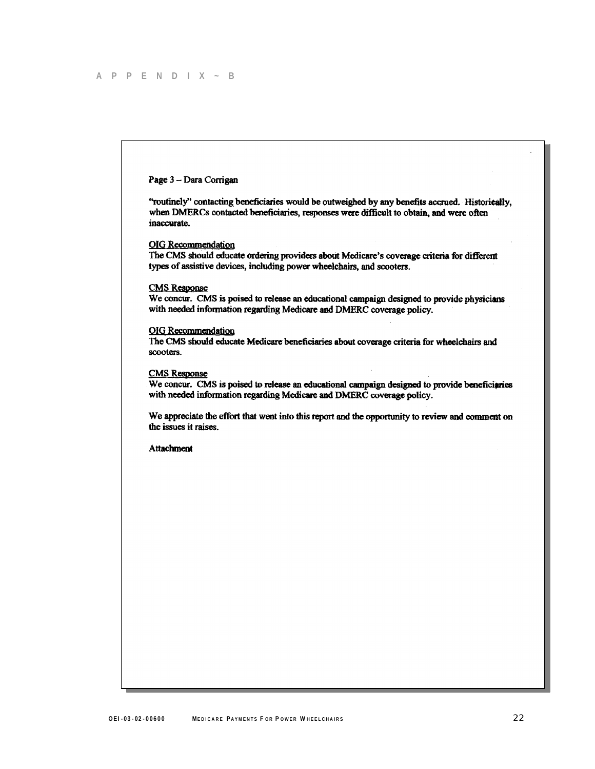# APPENDIX ~ B

Page 3 – Dara Corrigan

"routinely" contacting beneficiaries would be outweighed by any benefits accrued. Historically, when DMERCs contacted beneficiaries, responses were difficult to obtain, and were often inaccurate.

OIG Recommendation
The CMS should educate ordering providers about Medicare's coverage criteria for different types of assistive devices, including power wheelchairs, and scooters.

CMS Response
We concur. CMS is poised to release an educational campaign designed to provide physicians with needed information regarding Medicare and DMERC coverage policy.

OIG Recommendation
The CMS should educate Medicare beneficiaries about coverage criteria for wheelchairs and scooters.

CMS Response
We concur. CMS is poised to release an educational campaign designed to provide beneficiaries with needed information regarding Medicare and DMERC coverage policy.

We appreciate the effort that went into this report and the opportunity to review and comment on the issues it raises.

Attachment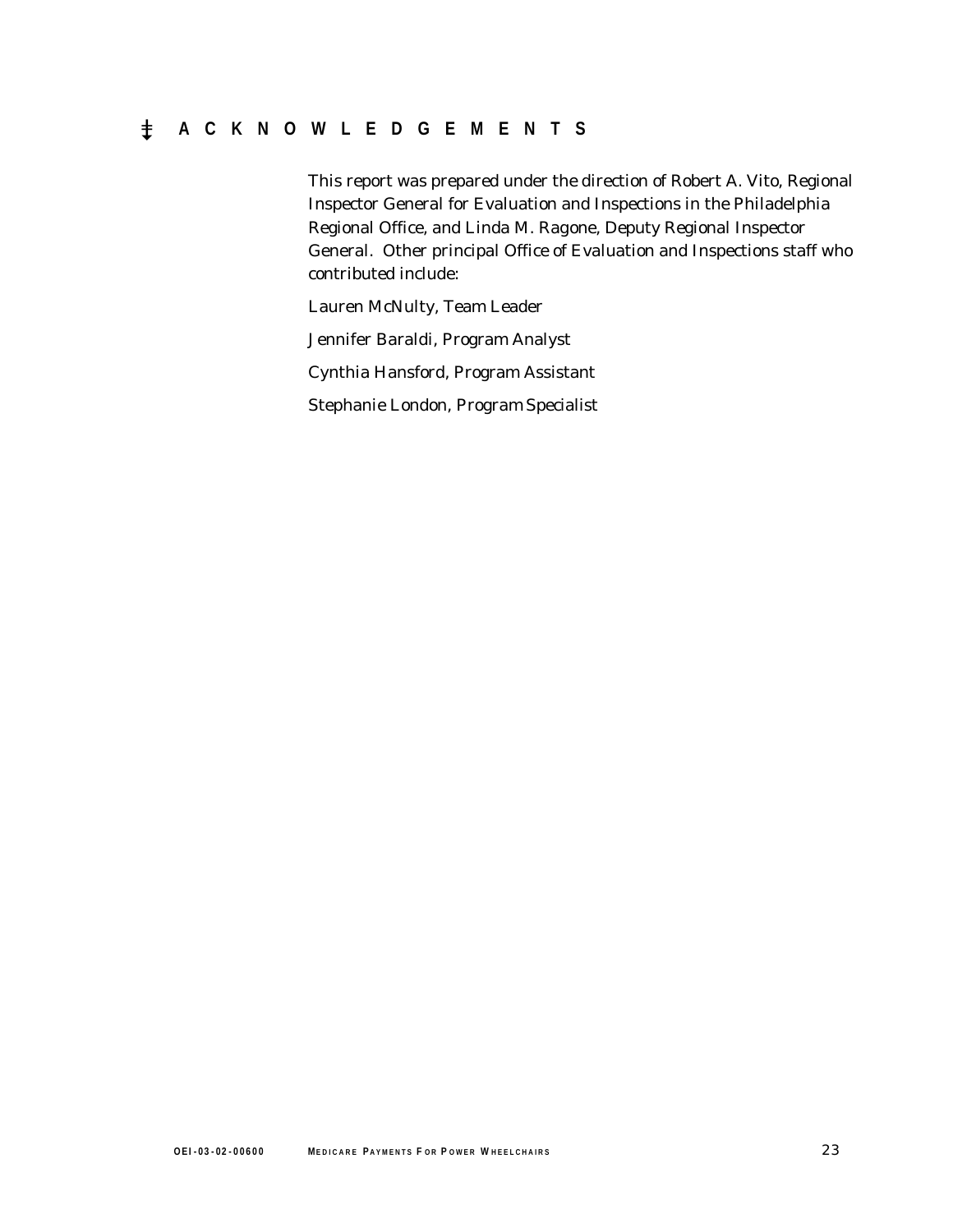# ACKNOWLEDGEMENTS

This report was prepared under the direction of Robert A. Vito, Regional Inspector General for Evaluation and Inspections in the Philadelphia Regional Office, and Linda M. Ragone, Deputy Regional Inspector General. Other principal Office of Evaluation and Inspections staff who contributed include:

Lauren McNulty, Team Leader

Jennifer Baraldi, Program Analyst

Cynthia Hansford, Program Assistant

Stephanie London, Program Specialist